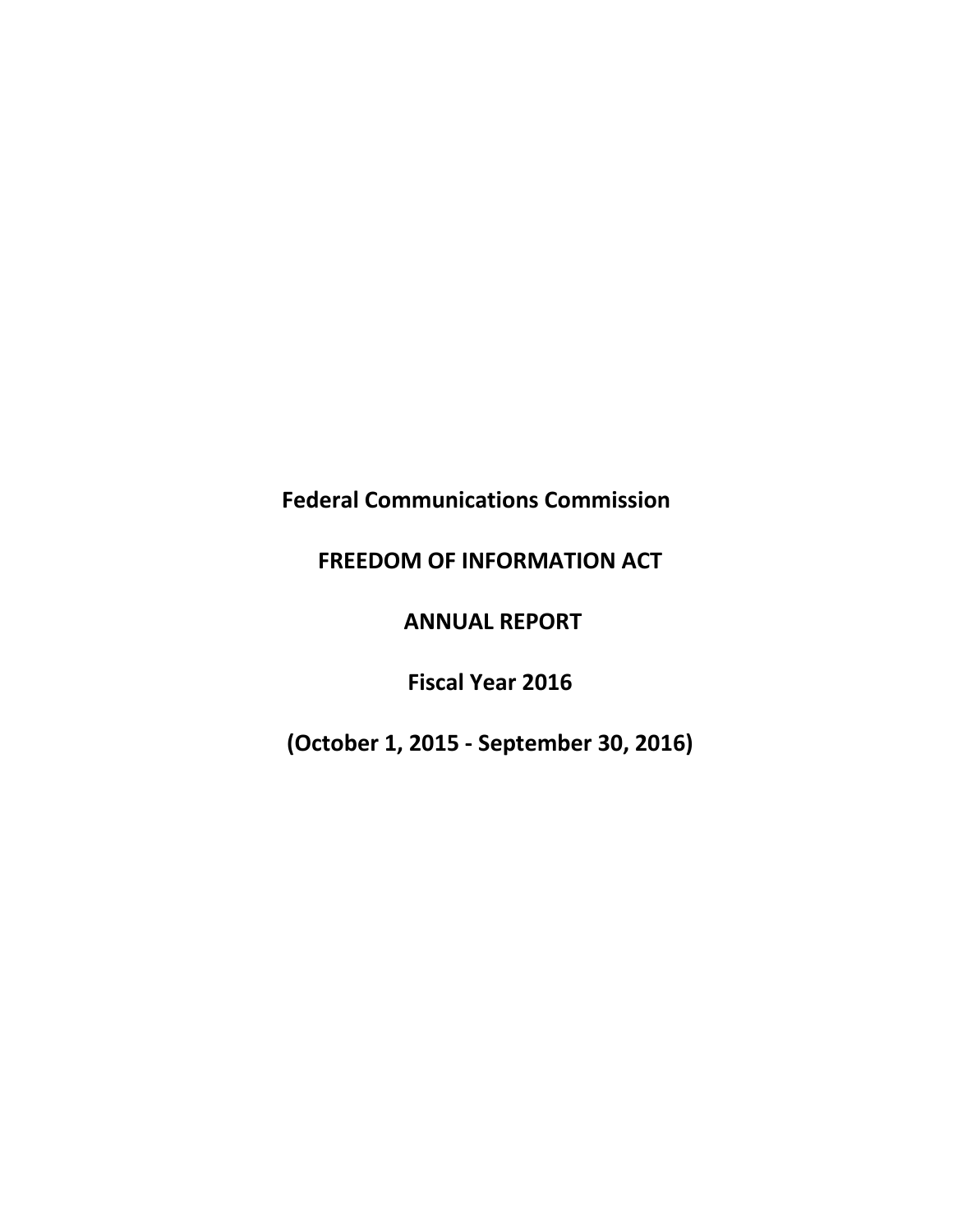# Federal Communications Commission

## FREEDOM OF INFORMATION ACT

## ANNUAL REPORT

## Fiscal Year 2016

## (October 1, 2015 - September 30, 2016)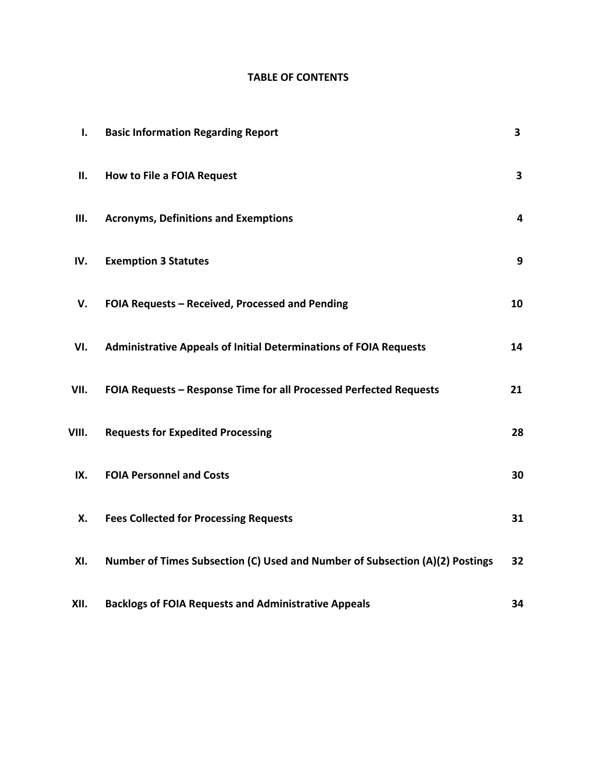# TABLE OF CONTENTS

| | | |
|---|---|---|
| **I.** | **Basic Information Regarding Report** | **3** |
| **II.** | **How to File a FOIA Request** | **3** |
| **III.** | **Acronyms, Definitions and Exemptions** | **4** |
| **IV.** | **Exemption 3 Statutes** | **9** |
| **V.** | **FOIA Requests – Received, Processed and Pending** | **10** |
| **VI.** | **Administrative Appeals of Initial Determinations of FOIA Requests** | **14** |
| **VII.** | **FOIA Requests – Response Time for all Processed Perfected Requests** | **21** |
| **VIII.** | **Requests for Expedited Processing** | **28** |
| **IX.** | **FOIA Personnel and Costs** | **30** |
| **X.** | **Fees Collected for Processing Requests** | **31** |
| **XI.** | **Number of Times Subsection (C) Used and Number of Subsection (A)(2) Postings** | **32** |
| **XII.** | **Backlogs of FOIA Requests and Administrative Appeals** | **34** |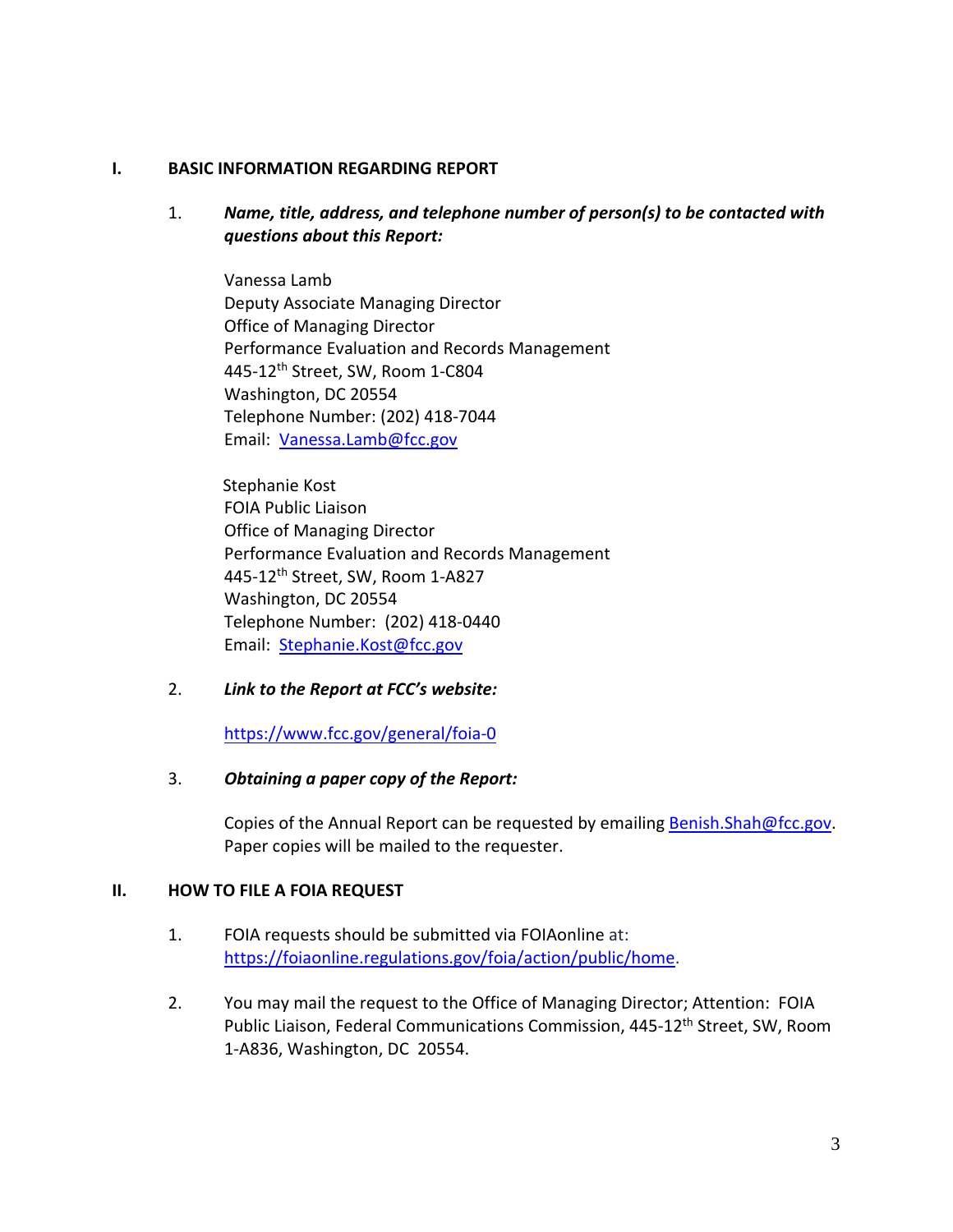## I. BASIC INFORMATION REGARDING REPORT

1. ***Name, title, address, and telephone number of person(s) to be contacted with questions about this Report:***

   Vanessa Lamb
   Deputy Associate Managing Director
   Office of Managing Director
   Performance Evaluation and Records Management
   445-12th Street, SW, Room 1-C804
   Washington, DC 20554
   Telephone Number: (202) 418-7044
   Email: Vanessa.Lamb@fcc.gov

   Stephanie Kost
   FOIA Public Liaison
   Office of Managing Director
   Performance Evaluation and Records Management
   445-12th Street, SW, Room 1-A827
   Washington, DC 20554
   Telephone Number: (202) 418-0440
   Email: Stephanie.Kost@fcc.gov

2. ***Link to the Report at FCC's website:***

   https://www.fcc.gov/general/foia-0

3. ***Obtaining a paper copy of the Report:***

   Copies of the Annual Report can be requested by emailing Benish.Shah@fcc.gov. Paper copies will be mailed to the requester.

## II. HOW TO FILE A FOIA REQUEST

1. FOIA requests should be submitted via FOIAonline at: https://foiaonline.regulations.gov/foia/action/public/home.

2. You may mail the request to the Office of Managing Director; Attention: FOIA Public Liaison, Federal Communications Commission, 445-12th Street, SW, Room 1-A836, Washington, DC 20554.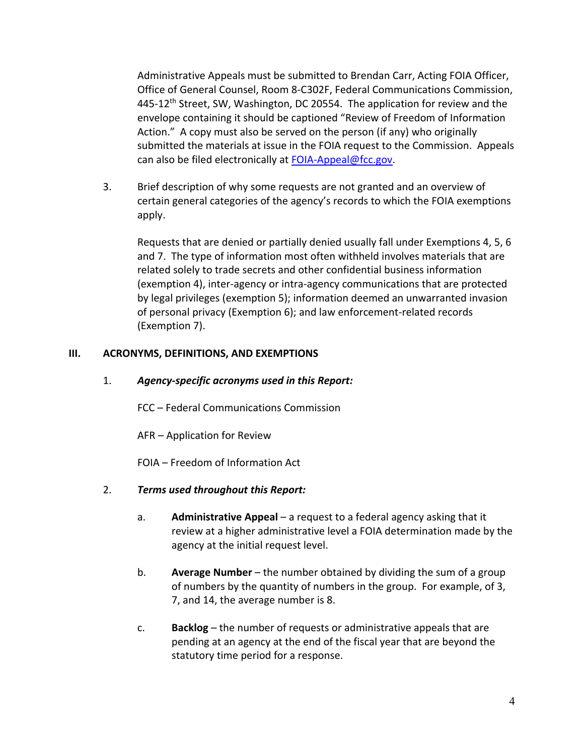Administrative Appeals must be submitted to Brendan Carr, Acting FOIA Officer, Office of General Counsel, Room 8-C302F, Federal Communications Commission, 445-12th Street, SW, Washington, DC 20554. The application for review and the envelope containing it should be captioned "Review of Freedom of Information Action." A copy must also be served on the person (if any) who originally submitted the materials at issue in the FOIA request to the Commission. Appeals can also be filed electronically at [FOIA-Appeal@fcc.gov](mailto:FOIA-Appeal@fcc.gov).

3. Brief description of why some requests are not granted and an overview of certain general categories of the agency's records to which the FOIA exemptions apply.

   Requests that are denied or partially denied usually fall under Exemptions 4, 5, 6 and 7. The type of information most often withheld involves materials that are related solely to trade secrets and other confidential business information (exemption 4), inter-agency or intra-agency communications that are protected by legal privileges (exemption 5); information deemed an unwarranted invasion of personal privacy (Exemption 6); and law enforcement-related records (Exemption 7).

## III. ACRONYMS, DEFINITIONS, AND EXEMPTIONS

1. ***Agency-specific acronyms used in this Report:***

   FCC – Federal Communications Commission

   AFR – Application for Review

   FOIA – Freedom of Information Act

2. ***Terms used throughout this Report:***

   a. **Administrative Appeal** – a request to a federal agency asking that it review at a higher administrative level a FOIA determination made by the agency at the initial request level.

   b. **Average Number** – the number obtained by dividing the sum of a group of numbers by the quantity of numbers in the group. For example, of 3, 7, and 14, the average number is 8.

   c. **Backlog** – the number of requests or administrative appeals that are pending at an agency at the end of the fiscal year that are beyond the statutory time period for a response.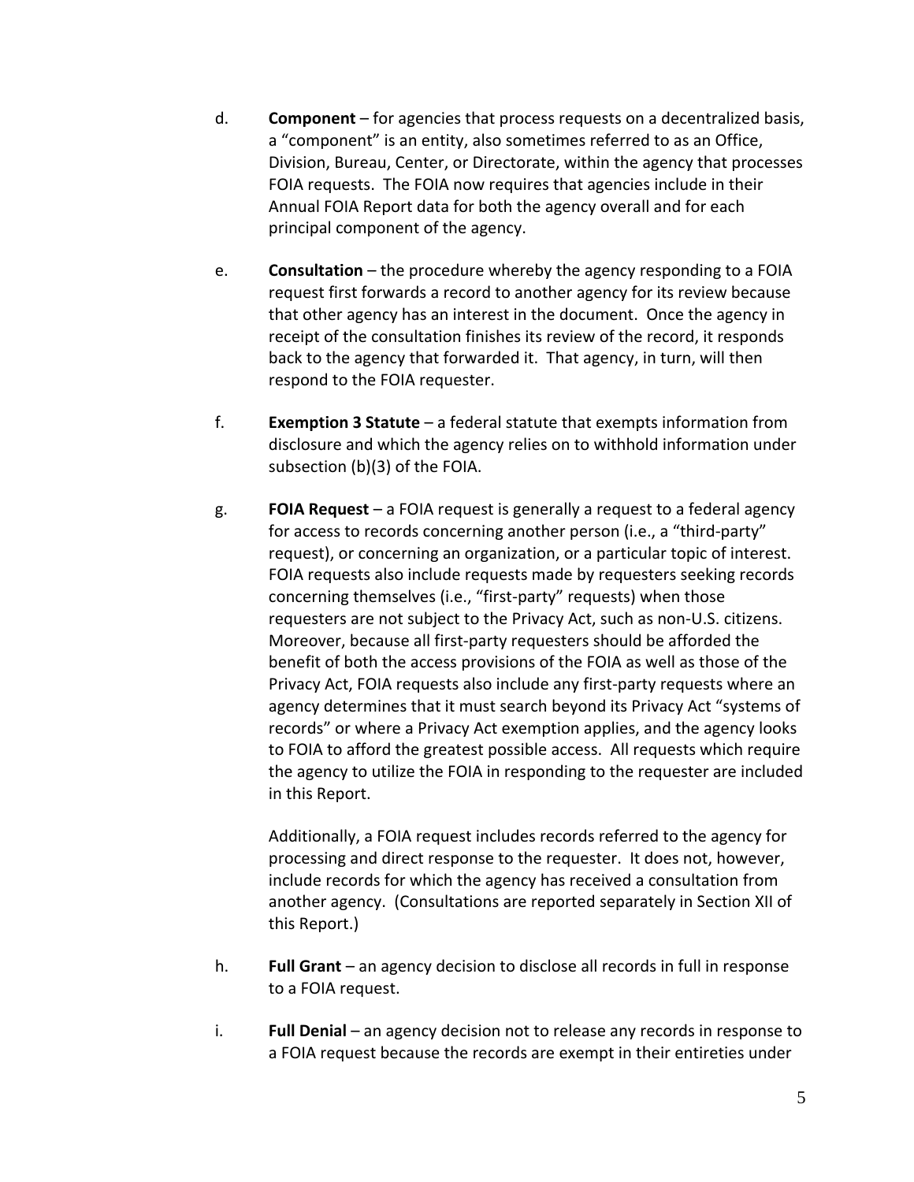d. **Component** – for agencies that process requests on a decentralized basis, a "component" is an entity, also sometimes referred to as an Office, Division, Bureau, Center, or Directorate, within the agency that processes FOIA requests. The FOIA now requires that agencies include in their Annual FOIA Report data for both the agency overall and for each principal component of the agency.

e. **Consultation** – the procedure whereby the agency responding to a FOIA request first forwards a record to another agency for its review because that other agency has an interest in the document. Once the agency in receipt of the consultation finishes its review of the record, it responds back to the agency that forwarded it. That agency, in turn, will then respond to the FOIA requester.

f. **Exemption 3 Statute** – a federal statute that exempts information from disclosure and which the agency relies on to withhold information under subsection (b)(3) of the FOIA.

g. **FOIA Request** – a FOIA request is generally a request to a federal agency for access to records concerning another person (i.e., a "third-party" request), or concerning an organization, or a particular topic of interest. FOIA requests also include requests made by requesters seeking records concerning themselves (i.e., "first-party" requests) when those requesters are not subject to the Privacy Act, such as non-U.S. citizens. Moreover, because all first-party requesters should be afforded the benefit of both the access provisions of the FOIA as well as those of the Privacy Act, FOIA requests also include any first-party requests where an agency determines that it must search beyond its Privacy Act "systems of records" or where a Privacy Act exemption applies, and the agency looks to FOIA to afford the greatest possible access. All requests which require the agency to utilize the FOIA in responding to the requester are included in this Report.

   Additionally, a FOIA request includes records referred to the agency for processing and direct response to the requester. It does not, however, include records for which the agency has received a consultation from another agency. (Consultations are reported separately in Section XII of this Report.)

h. **Full Grant** – an agency decision to disclose all records in full in response to a FOIA request.

i. **Full Denial** – an agency decision not to release any records in response to a FOIA request because the records are exempt in their entireties under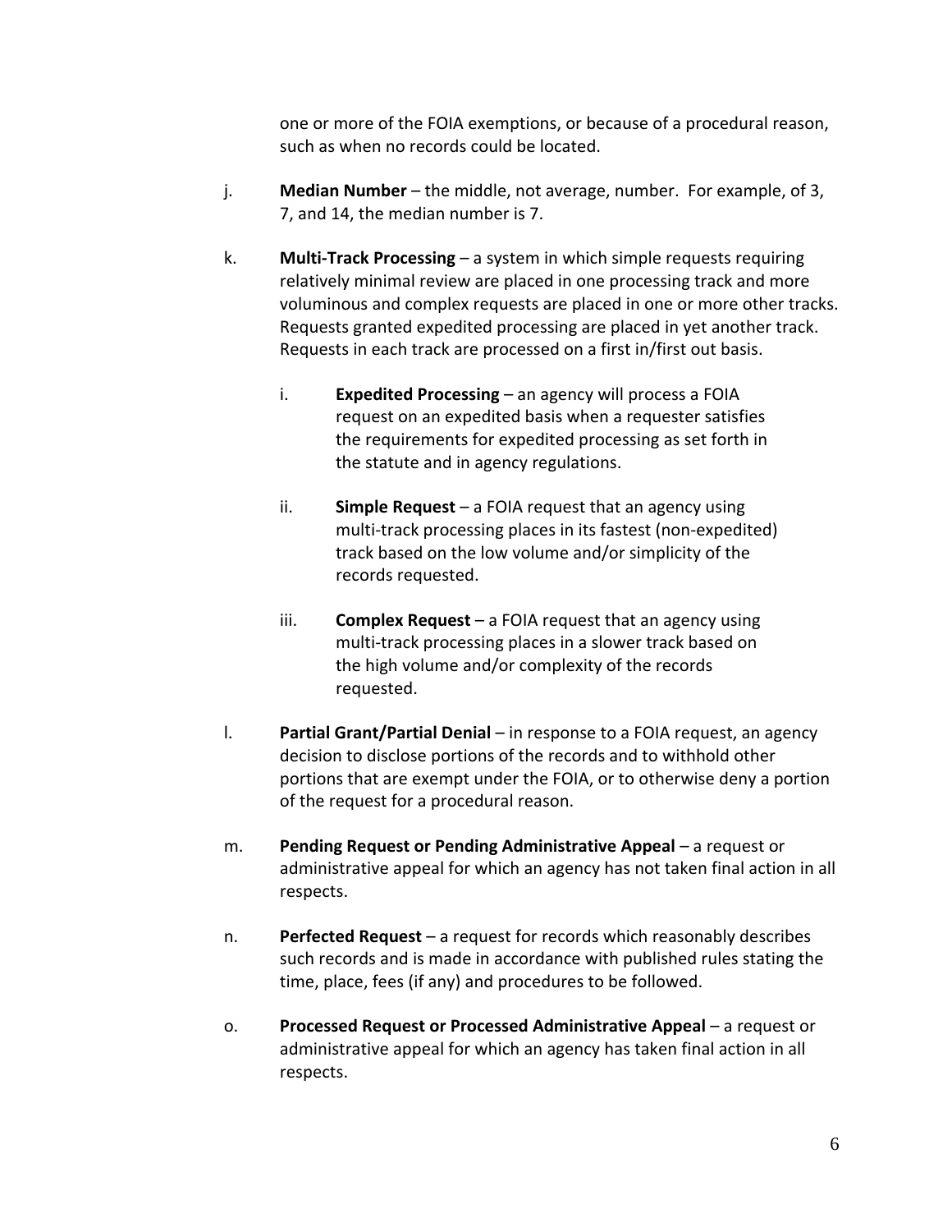one or more of the FOIA exemptions, or because of a procedural reason, such as when no records could be located.

j. **Median Number** – the middle, not average, number. For example, of 3, 7, and 14, the median number is 7.

k. **Multi-Track Processing** – a system in which simple requests requiring relatively minimal review are placed in one processing track and more voluminous and complex requests are placed in one or more other tracks. Requests granted expedited processing are placed in yet another track. Requests in each track are processed on a first in/first out basis.

   i. **Expedited Processing** – an agency will process a FOIA request on an expedited basis when a requester satisfies the requirements for expedited processing as set forth in the statute and in agency regulations.

   ii. **Simple Request** – a FOIA request that an agency using multi-track processing places in its fastest (non-expedited) track based on the low volume and/or simplicity of the records requested.

   iii. **Complex Request** – a FOIA request that an agency using multi-track processing places in a slower track based on the high volume and/or complexity of the records requested.

l. **Partial Grant/Partial Denial** – in response to a FOIA request, an agency decision to disclose portions of the records and to withhold other portions that are exempt under the FOIA, or to otherwise deny a portion of the request for a procedural reason.

m. **Pending Request or Pending Administrative Appeal** – a request or administrative appeal for which an agency has not taken final action in all respects.

n. **Perfected Request** – a request for records which reasonably describes such records and is made in accordance with published rules stating the time, place, fees (if any) and procedures to be followed.

o. **Processed Request or Processed Administrative Appeal** – a request or administrative appeal for which an agency has taken final action in all respects.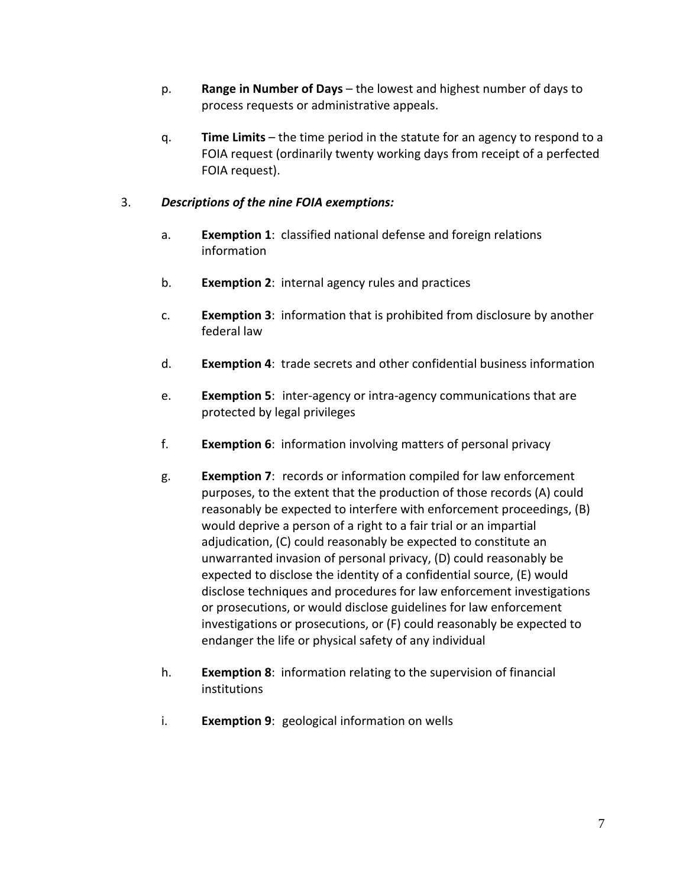p. **Range in Number of Days** – the lowest and highest number of days to process requests or administrative appeals.

q. **Time Limits** – the time period in the statute for an agency to respond to a FOIA request (ordinarily twenty working days from receipt of a perfected FOIA request).

3. ***Descriptions of the nine FOIA exemptions:***

   a. **Exemption 1**: classified national defense and foreign relations information

   b. **Exemption 2**: internal agency rules and practices

   c. **Exemption 3**: information that is prohibited from disclosure by another federal law

   d. **Exemption 4**: trade secrets and other confidential business information

   e. **Exemption 5**: inter-agency or intra-agency communications that are protected by legal privileges

   f. **Exemption 6**: information involving matters of personal privacy

   g. **Exemption 7**: records or information compiled for law enforcement purposes, to the extent that the production of those records (A) could reasonably be expected to interfere with enforcement proceedings, (B) would deprive a person of a right to a fair trial or an impartial adjudication, (C) could reasonably be expected to constitute an unwarranted invasion of personal privacy, (D) could reasonably be expected to disclose the identity of a confidential source, (E) would disclose techniques and procedures for law enforcement investigations or prosecutions, or would disclose guidelines for law enforcement investigations or prosecutions, or (F) could reasonably be expected to endanger the life or physical safety of any individual

   h. **Exemption 8**: information relating to the supervision of financial institutions

   i. **Exemption 9**: geological information on wells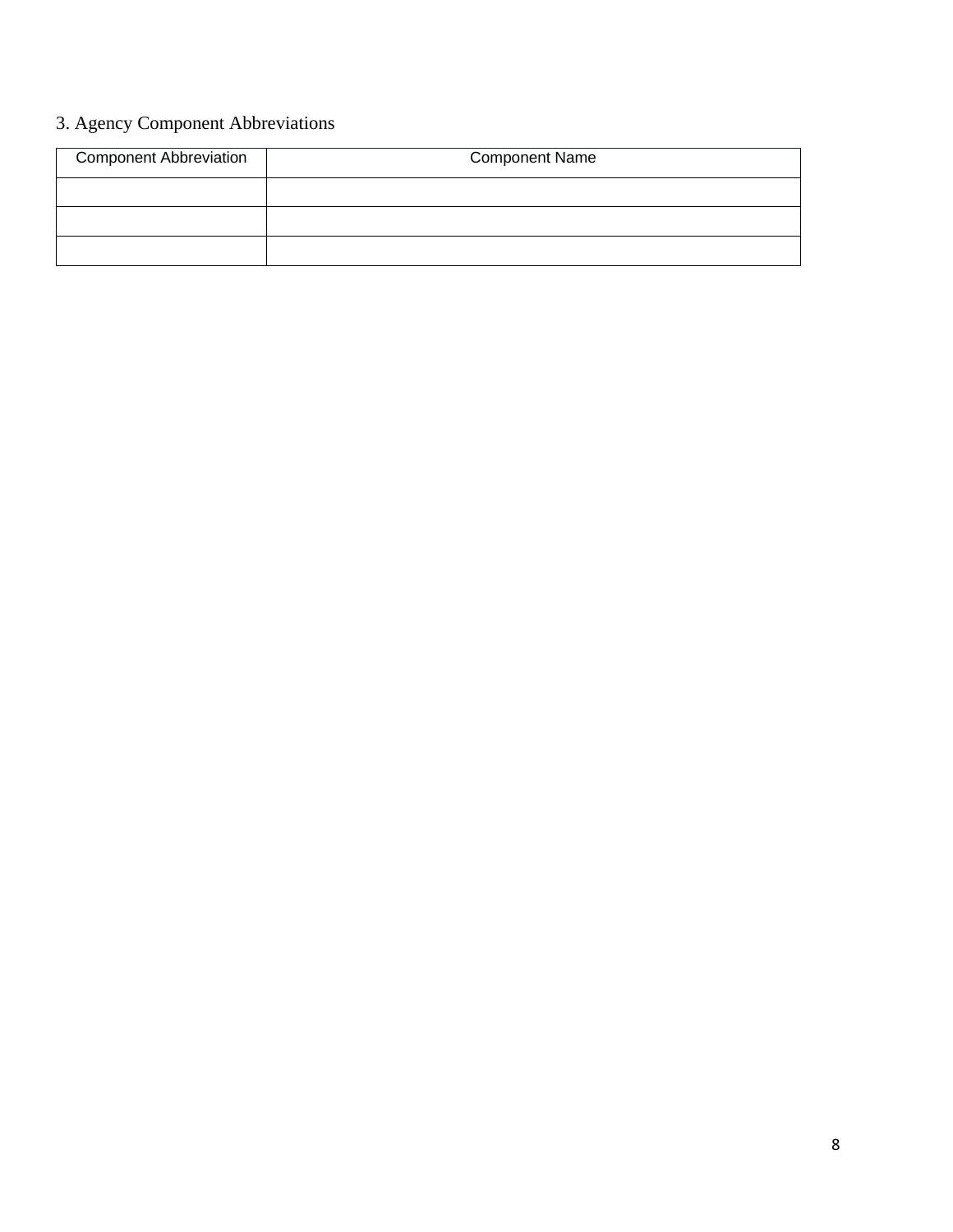## 3. Agency Component Abbreviations

| Component Abbreviation | Component Name |
|---|---|
| | |
| | |
| | |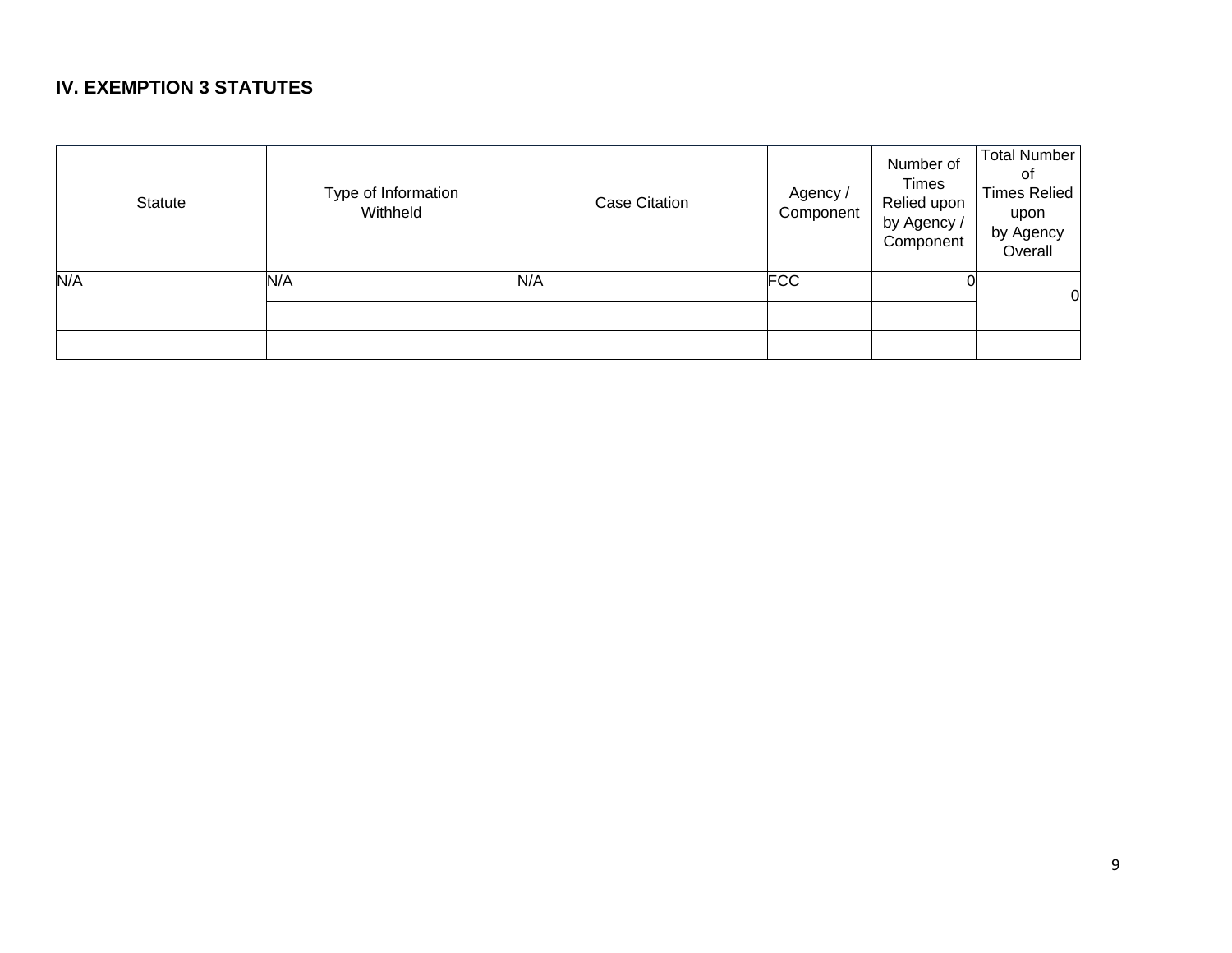## IV. EXEMPTION 3 STATUTES

| Statute | Type of Information Withheld | Case Citation | Agency / Component | Number of Times Relied upon by Agency / Component | Total Number of Times Relied upon by Agency Overall |
|---|---|---|---|---|---|
| N/A | N/A | N/A | FCC | 0 | 0 |
| | | | | | |
| | | | | | |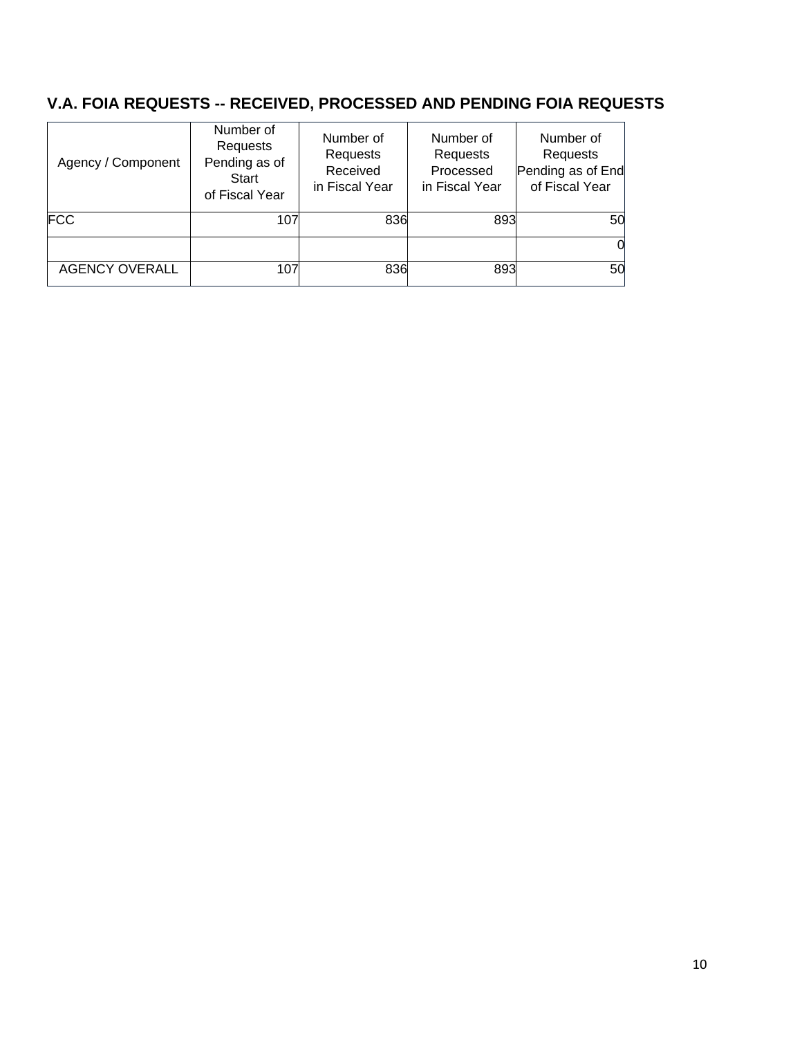## V.A. FOIA REQUESTS -- RECEIVED, PROCESSED AND PENDING FOIA REQUESTS

| Agency / Component | Number of Requests Pending as of Start of Fiscal Year | Number of Requests Received in Fiscal Year | Number of Requests Processed in Fiscal Year | Number of Requests Pending as of End of Fiscal Year |
|---|---|---|---|---|
| FCC | 107 | 836 | 893 | 50 |
| | | | | 0 |
| AGENCY OVERALL | 107 | 836 | 893 | 50 |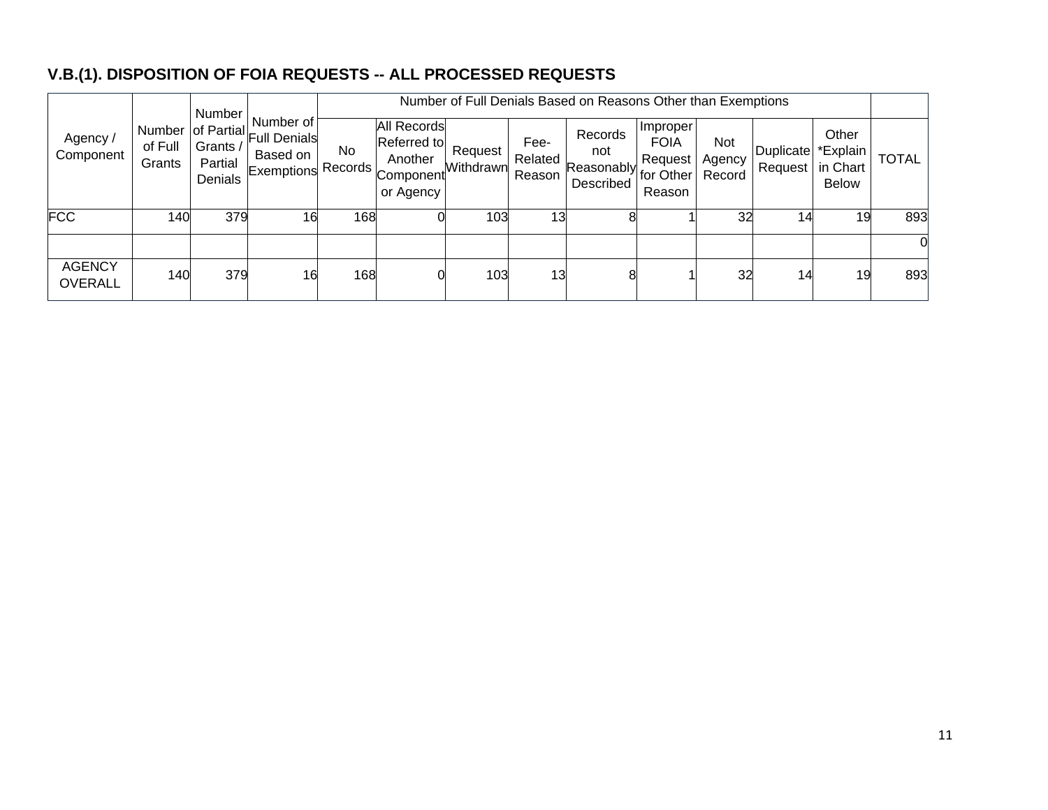### V.B.(1). DISPOSITION OF FOIA REQUESTS -- ALL PROCESSED REQUESTS

| Agency / Component | Number of Full Grants | Number of Partial Grants / Partial Denials | Number of Full Denials Based on Exemptions | Number of Full Denials Based on Reasons Other than Exemptions | | | | | | | | | TOTAL |
|---|---|---|---|---|---|---|---|---|---|---|---|---|---|
| | | | | No Records | All Records Referred to Another Component or Agency | Request Withdrawn | Fee-Related Reason | Records not Reasonably Described | Improper FOIA Request for Other Reason | Not Agency Record | Duplicate Request | Other *Explain in Chart Below | |
| FCC | 140 | 379 | 16 | 168 | 0 | 103 | 13 | 8 | 1 | 32 | 14 | 19 | 893 |
| | | | | | | | | | | | | | 0 |
| AGENCY OVERALL | 140 | 379 | 16 | 168 | 0 | 103 | 13 | 8 | 1 | 32 | 14 | 19 | 893 |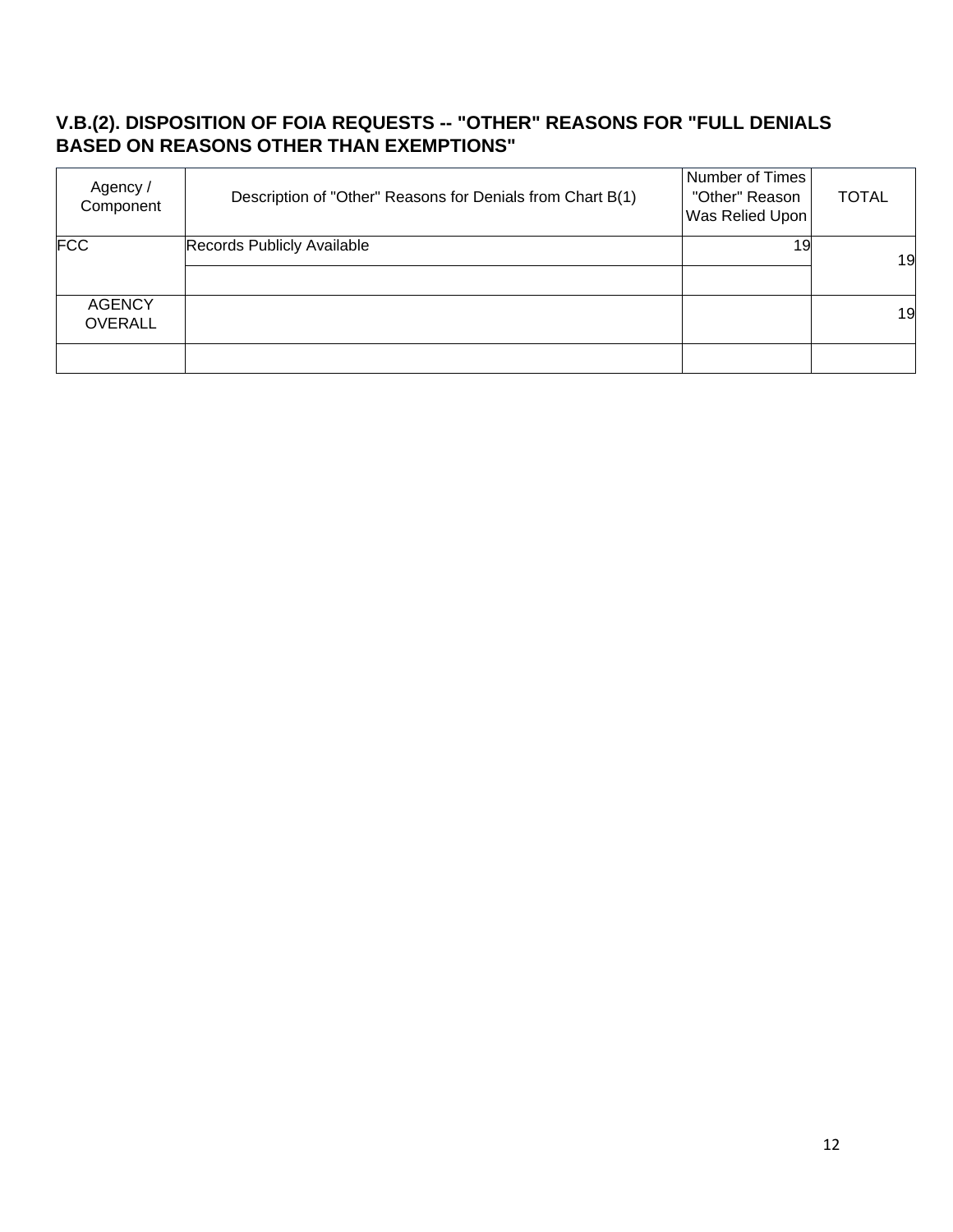## V.B.(2). DISPOSITION OF FOIA REQUESTS -- "OTHER" REASONS FOR "FULL DENIALS BASED ON REASONS OTHER THAN EXEMPTIONS"

| Agency / Component | Description of "Other" Reasons for Denials from Chart B(1) | Number of Times "Other" Reason Was Relied Upon | TOTAL |
|---|---|---|---|
| FCC | Records Publicly Available | 19 | 19 |
| | | | |
| AGENCY OVERALL | | | 19 |
| | | | |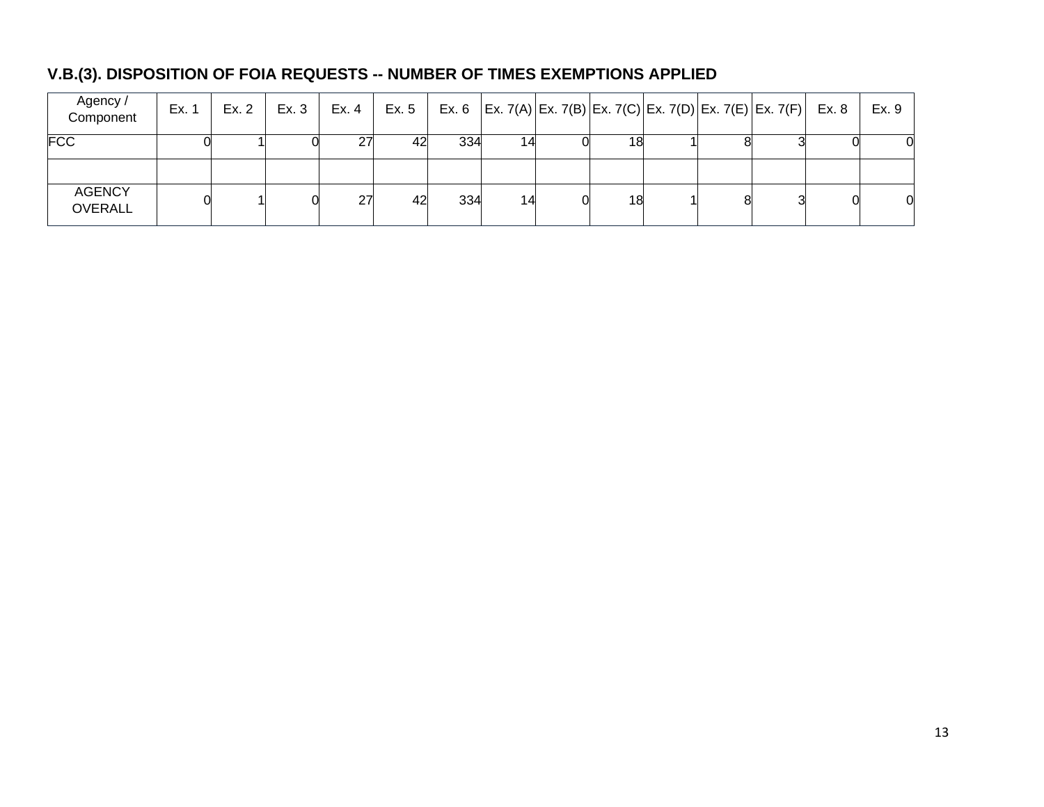### V.B.(3). DISPOSITION OF FOIA REQUESTS -- NUMBER OF TIMES EXEMPTIONS APPLIED

| Agency / Component | Ex. 1 | Ex. 2 | Ex. 3 | Ex. 4 | Ex. 5 | Ex. 6 | Ex. 7(A) | Ex. 7(B) | Ex. 7(C) | Ex. 7(D) | Ex. 7(E) | Ex. 7(F) | Ex. 8 | Ex. 9 |
|---|---|---|---|---|---|---|---|---|---|---|---|---|---|---|
| FCC | 0 | 1 | 0 | 27 | 42 | 334 | 14 | 0 | 18 | 1 | 8 | 3 | 0 | 0 |
| | | | | | | | | | | | | | | |
| AGENCY OVERALL | 0 | 1 | 0 | 27 | 42 | 334 | 14 | 0 | 18 | 1 | 8 | 3 | 0 | 0 |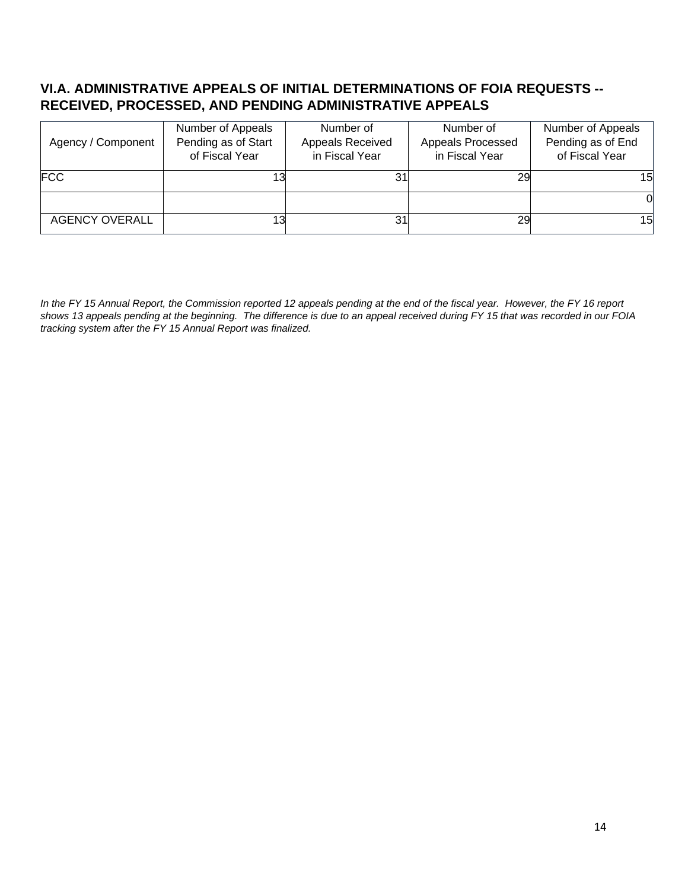## VI.A. ADMINISTRATIVE APPEALS OF INITIAL DETERMINATIONS OF FOIA REQUESTS -- RECEIVED, PROCESSED, AND PENDING ADMINISTRATIVE APPEALS

| Agency / Component | Number of Appeals Pending as of Start of Fiscal Year | Number of Appeals Received in Fiscal Year | Number of Appeals Processed in Fiscal Year | Number of Appeals Pending as of End of Fiscal Year |
|---|---|---|---|---|
| FCC | 13 | 31 | 29 | 15 |
| | | | | 0 |
| AGENCY OVERALL | 13 | 31 | 29 | 15 |

*In the FY 15 Annual Report, the Commission reported 12 appeals pending at the end of the fiscal year. However, the FY 16 report shows 13 appeals pending at the beginning. The difference is due to an appeal received during FY 15 that was recorded in our FOIA tracking system after the FY 15 Annual Report was finalized.*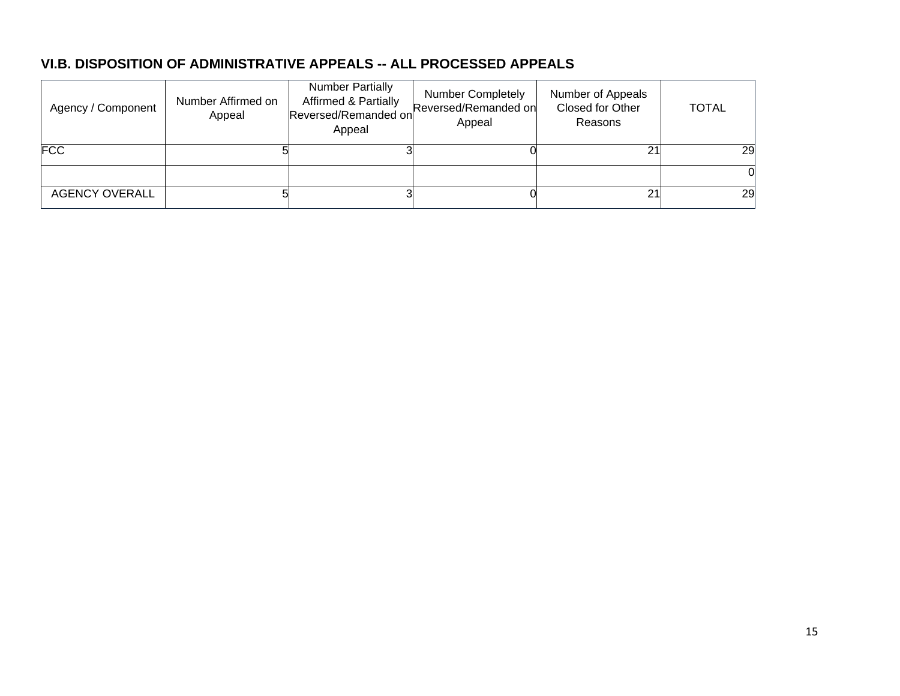### VI.B. DISPOSITION OF ADMINISTRATIVE APPEALS -- ALL PROCESSED APPEALS

| Agency / Component | Number Affirmed on Appeal | Number Partially Affirmed & Partially Reversed/Remanded on Appeal | Number Completely Reversed/Remanded on Appeal | Number of Appeals Closed for Other Reasons | TOTAL |
|---|---|---|---|---|---|
| FCC | 5 | 3 | 0 | 21 | 29 |
| | | | | | 0 |
| AGENCY OVERALL | 5 | 3 | 0 | 21 | 29 |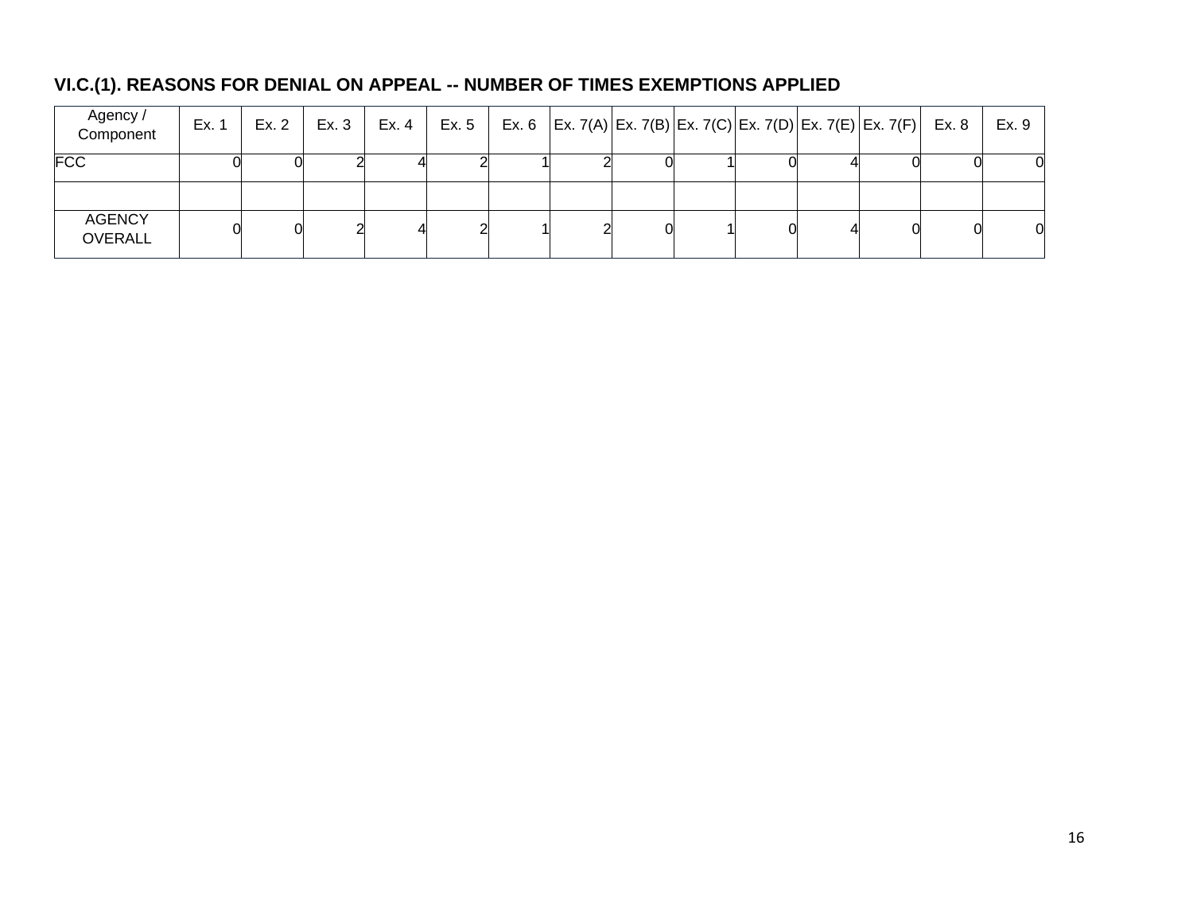### VI.C.(1). REASONS FOR DENIAL ON APPEAL -- NUMBER OF TIMES EXEMPTIONS APPLIED

| Agency / Component | Ex. 1 | Ex. 2 | Ex. 3 | Ex. 4 | Ex. 5 | Ex. 6 | Ex. 7(A) | Ex. 7(B) | Ex. 7(C) | Ex. 7(D) | Ex. 7(E) | Ex. 7(F) | Ex. 8 | Ex. 9 |
|---|---|---|---|---|---|---|---|---|---|---|---|---|---|---|
| FCC | 0 | 0 | 2 | 4 | 2 | 1 | 2 | 0 | 1 | 0 | 4 | 0 | 0 | 0 |
| | | | | | | | | | | | | | | |
| AGENCY OVERALL | 0 | 0 | 2 | 4 | 2 | 1 | 2 | 0 | 1 | 0 | 4 | 0 | 0 | 0 |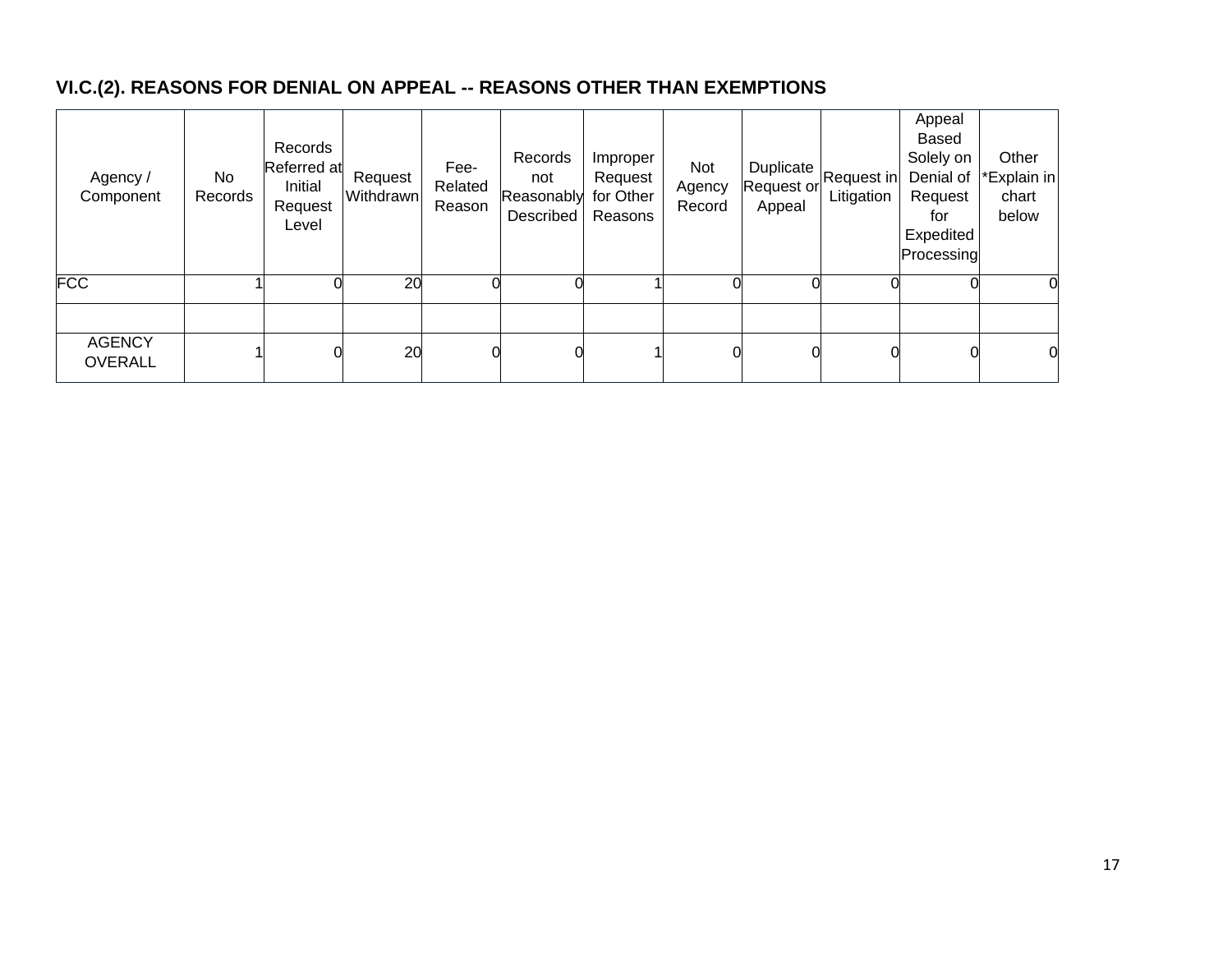### VI.C.(2). REASONS FOR DENIAL ON APPEAL -- REASONS OTHER THAN EXEMPTIONS

| Agency / Component | No Records | Records Referred at Initial Request Level | Request Withdrawn | Fee-Related Reason | Records not Reasonably Described | Improper Request for Other Reasons | Not Agency Record | Duplicate Request or Appeal | Request in Litigation | Appeal Based Solely on Denial of Request for Expedited Processing | Other *Explain in chart below |
|---|---|---|---|---|---|---|---|---|---|---|---|
| FCC | 1 | 0 | 20 | 0 | 0 | 1 | 0 | 0 | 0 | 0 | 0 |
| | | | | | | | | | | | |
| AGENCY OVERALL | 1 | 0 | 20 | 0 | 0 | 1 | 0 | 0 | 0 | 0 | 0 |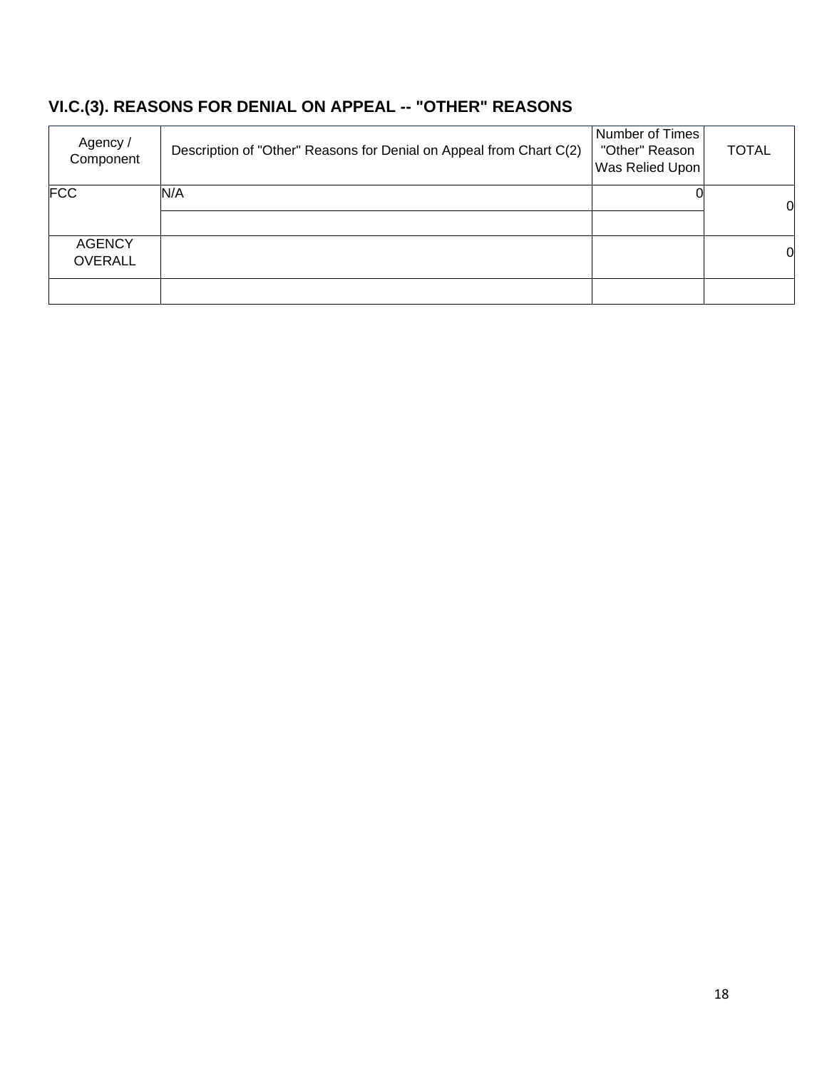### VI.C.(3). REASONS FOR DENIAL ON APPEAL -- "OTHER" REASONS

| Agency / Component | Description of "Other" Reasons for Denial on Appeal from Chart C(2) | Number of Times "Other" Reason Was Relied Upon | TOTAL |
|---|---|---|---|
| FCC | N/A | 0 | 0 |
| | | | |
| AGENCY OVERALL | | | 0 |
| | | | |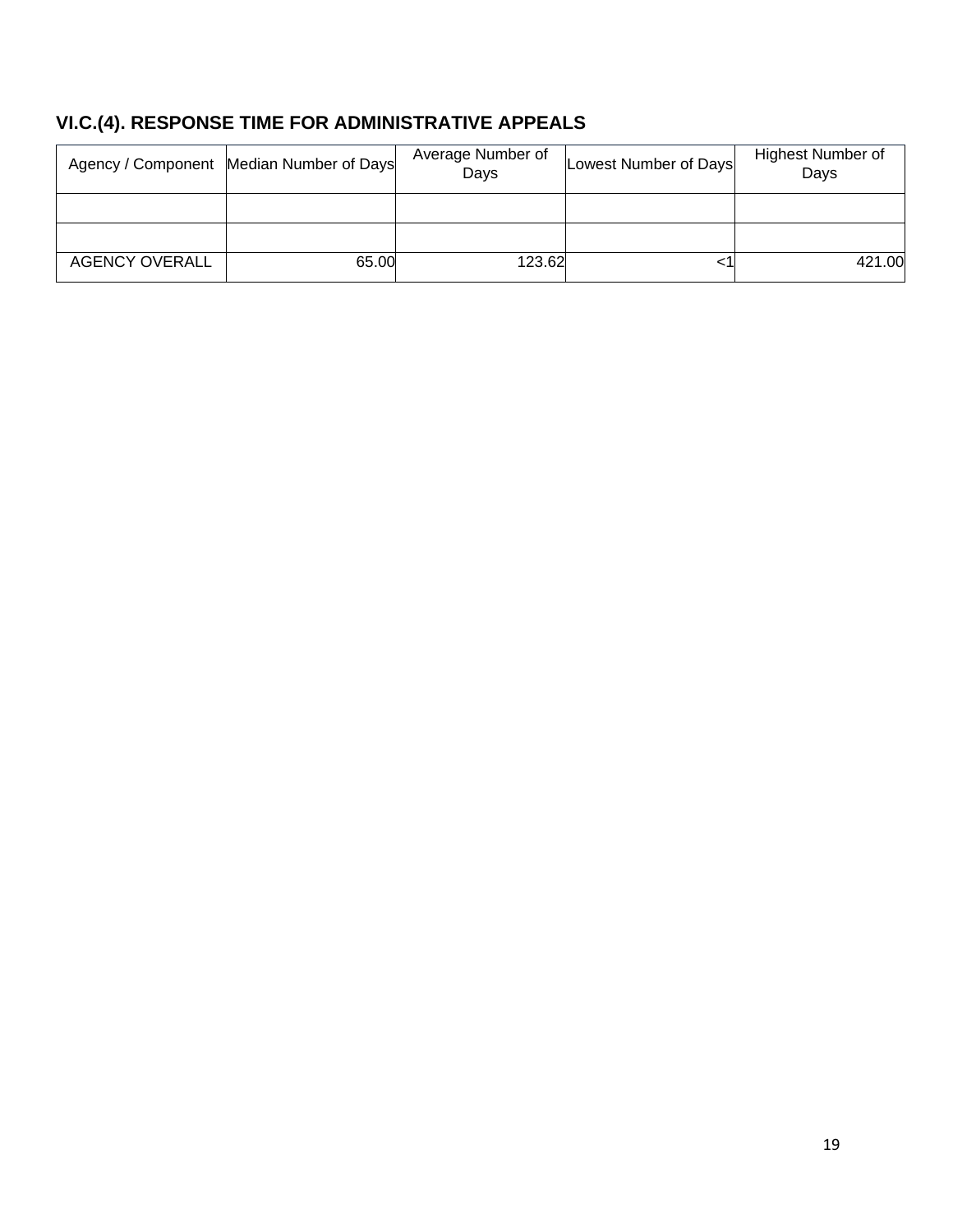## VI.C.(4). RESPONSE TIME FOR ADMINISTRATIVE APPEALS

| Agency / Component | Median Number of Days | Average Number of Days | Lowest Number of Days | Highest Number of Days |
|---|---|---|---|---|
| | | | | |
| | | | | |
| AGENCY OVERALL | 65.00 | 123.62 | <1 | 421.00 |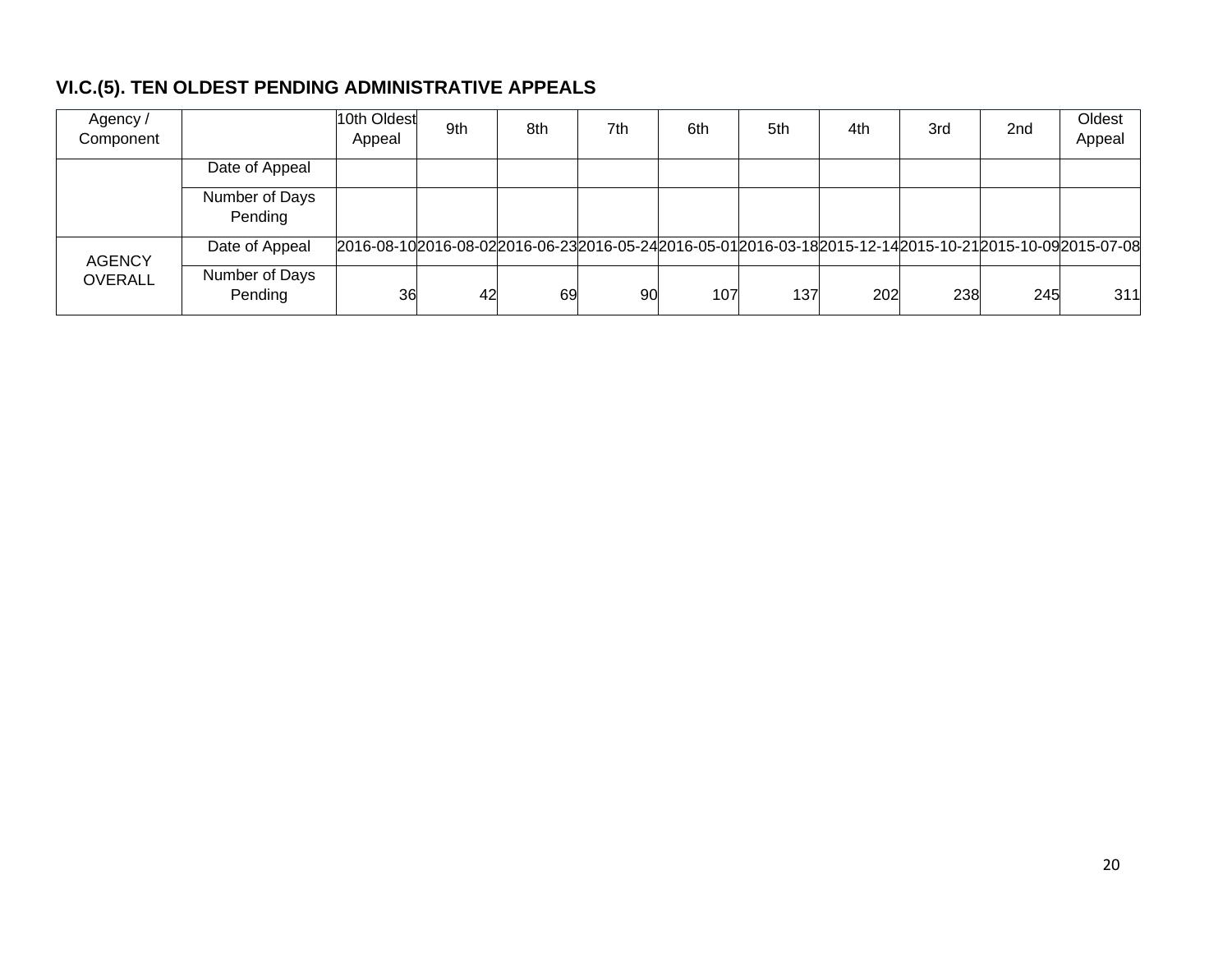### VI.C.(5). TEN OLDEST PENDING ADMINISTRATIVE APPEALS

| Agency / Component | | 10th Oldest Appeal | 9th | 8th | 7th | 6th | 5th | 4th | 3rd | 2nd | Oldest Appeal |
|---|---|---|---|---|---|---|---|---|---|---|---|
| | Date of Appeal | | | | | | | | | | |
| | Number of Days Pending | | | | | | | | | | |
| AGENCY OVERALL | Date of Appeal | 2016-08-10 | 2016-08-02 | 2016-06-23 | 2016-05-24 | 2016-05-01 | 2016-03-18 | 2015-12-14 | 2015-10-21 | 2015-10-09 | 2015-07-08 |
| | Number of Days Pending | 36 | 42 | 69 | 90 | 107 | 137 | 202 | 238 | 245 | 311 |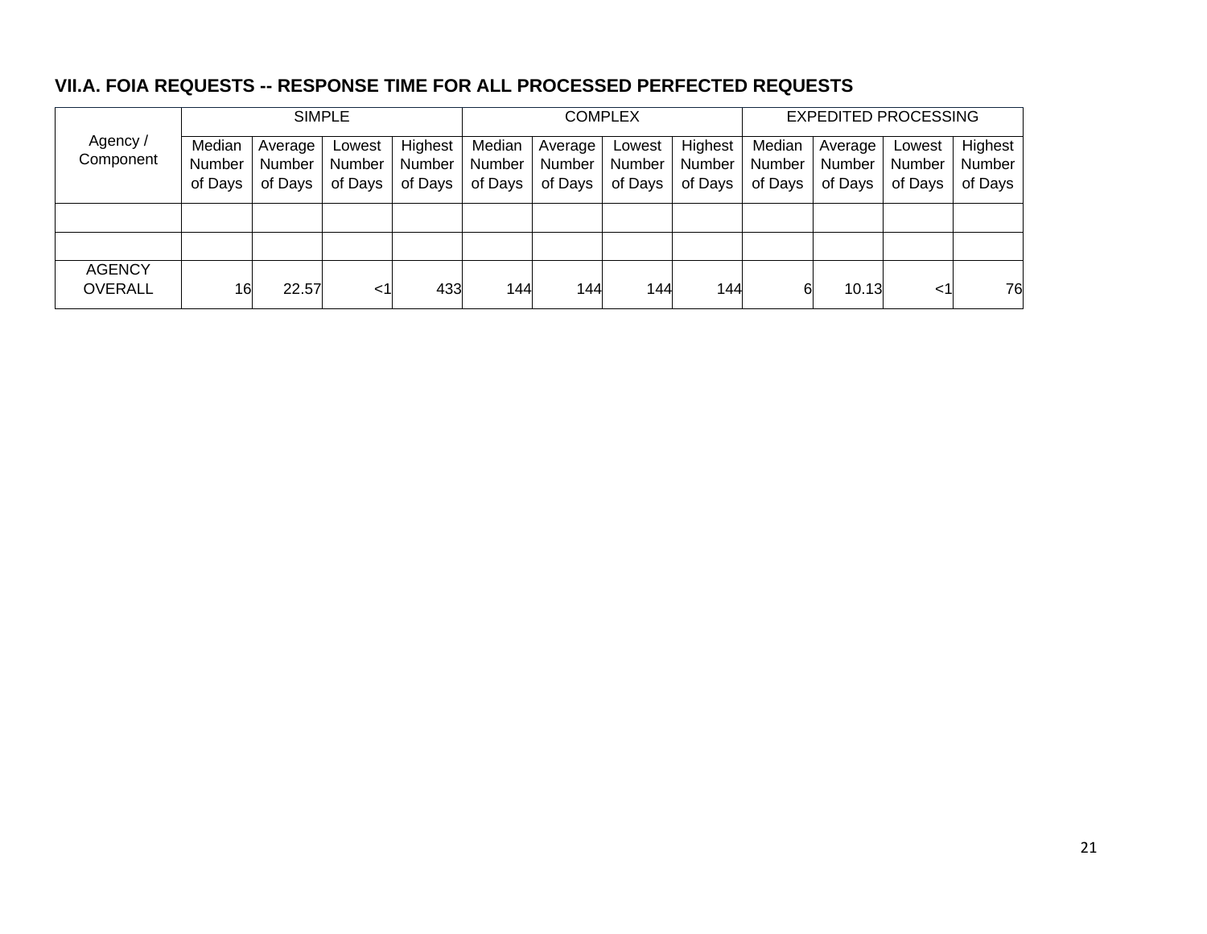### VII.A. FOIA REQUESTS -- RESPONSE TIME FOR ALL PROCESSED PERFECTED REQUESTS

| Agency / Component | SIMPLE | | | | COMPLEX | | | | EXPEDITED PROCESSING | | | |
|---|---|---|---|---|---|---|---|---|---|---|---|---|
| | Median Number of Days | Average Number of Days | Lowest Number of Days | Highest Number of Days | Median Number of Days | Average Number of Days | Lowest Number of Days | Highest Number of Days | Median Number of Days | Average Number of Days | Lowest Number of Days | Highest Number of Days |
| | | | | | | | | | | | | |
| | | | | | | | | | | | | |
| AGENCY OVERALL | 16 | 22.57 | <1 | 433 | 144 | 144 | 144 | 144 | 6 | 10.13 | <1 | 76 |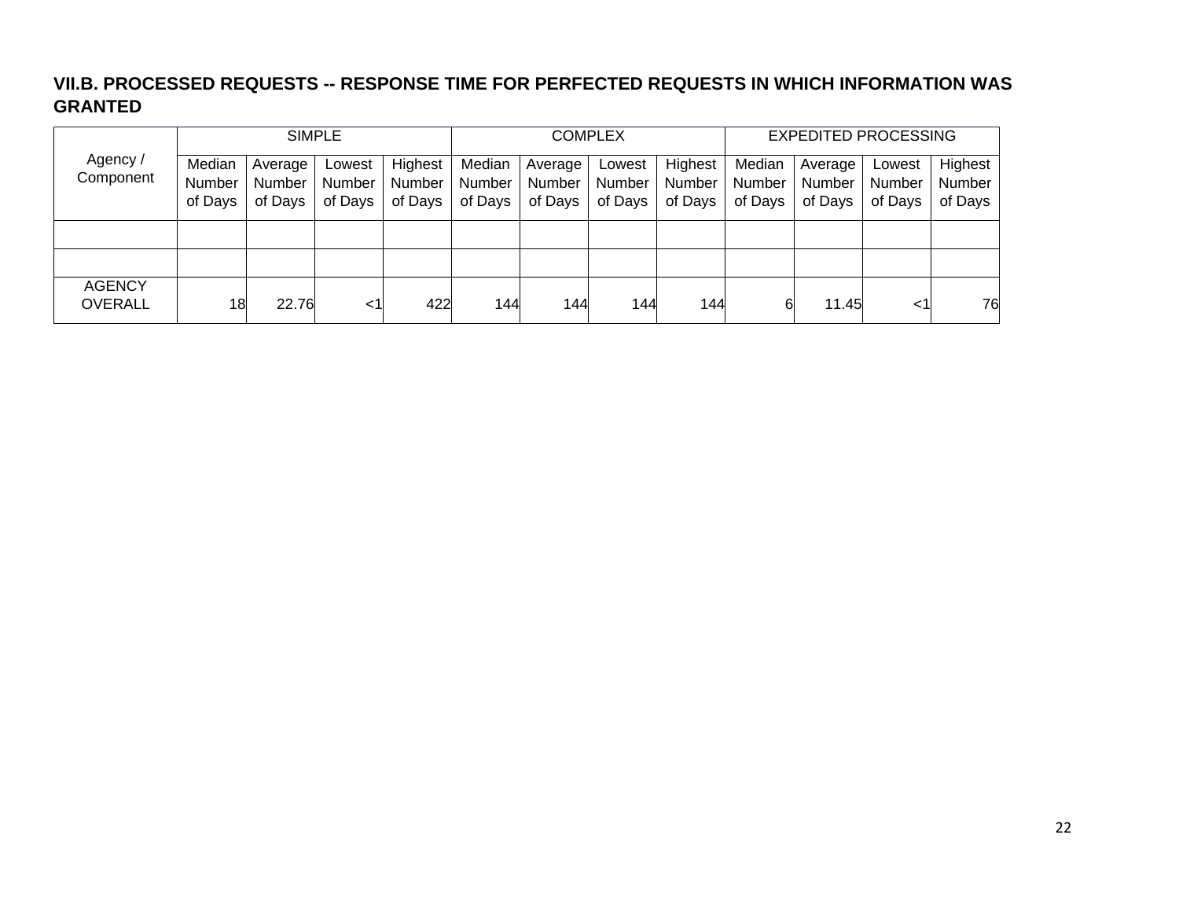### VII.B. PROCESSED REQUESTS -- RESPONSE TIME FOR PERFECTED REQUESTS IN WHICH INFORMATION WAS GRANTED

| Agency / Component | SIMPLE | | | | COMPLEX | | | | EXPEDITED PROCESSING | | | |
|---|---|---|---|---|---|---|---|---|---|---|---|---|
| | Median Number of Days | Average Number of Days | Lowest Number of Days | Highest Number of Days | Median Number of Days | Average Number of Days | Lowest Number of Days | Highest Number of Days | Median Number of Days | Average Number of Days | Lowest Number of Days | Highest Number of Days |
| | | | | | | | | | | | | |
| | | | | | | | | | | | | |
| AGENCY OVERALL | 18 | 22.76 | <1 | 422 | 144 | 144 | 144 | 144 | 6 | 11.45 | <1 | 76 |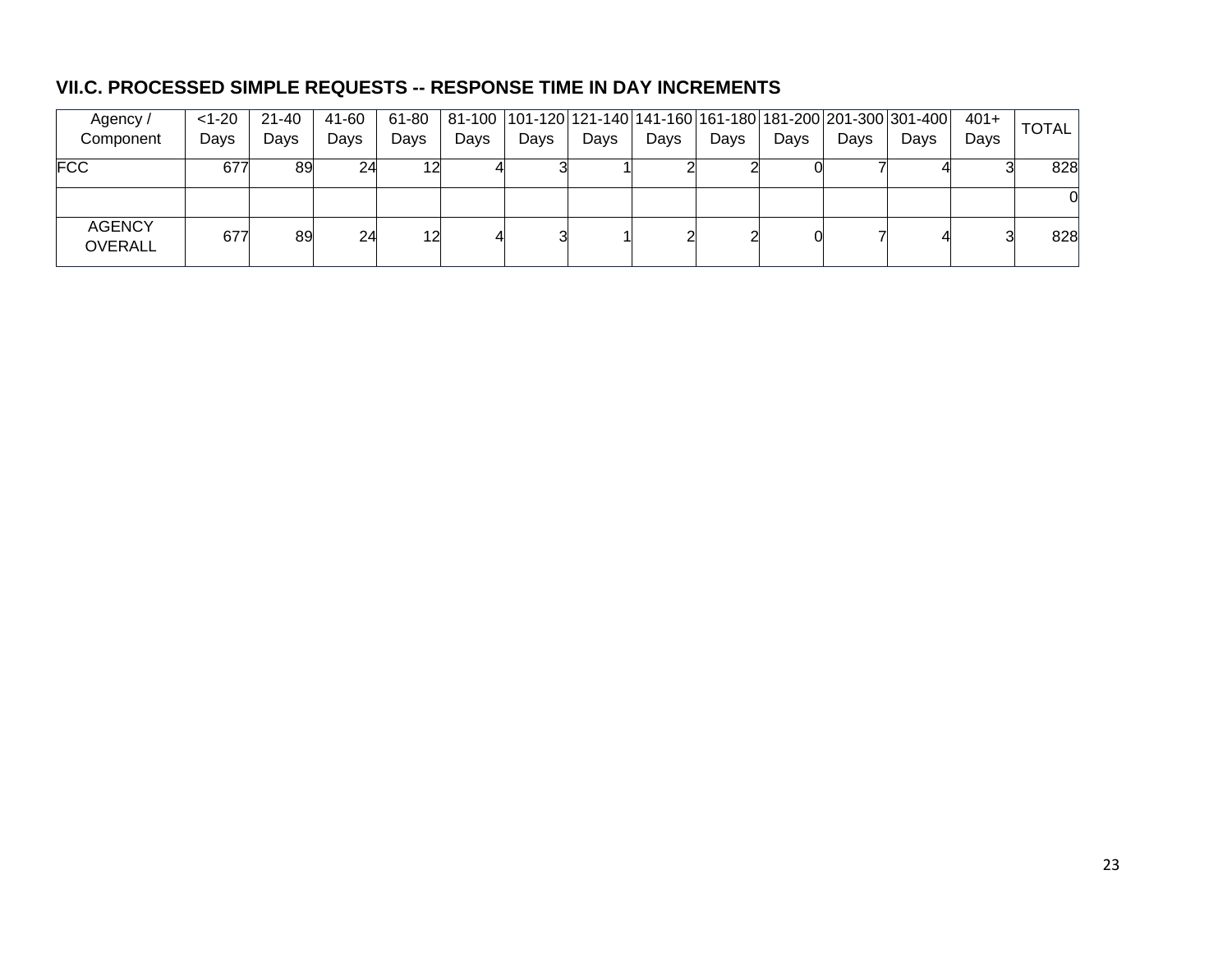### VII.C. PROCESSED SIMPLE REQUESTS -- RESPONSE TIME IN DAY INCREMENTS

| Agency / Component | <1-20 Days | 21-40 Days | 41-60 Days | 61-80 Days | 81-100 Days | 101-120 Days | 121-140 Days | 141-160 Days | 161-180 Days | 181-200 Days | 201-300 Days | 301-400 Days | 401+ Days | TOTAL |
|---|---|---|---|---|---|---|---|---|---|---|---|---|---|---|
| FCC | 677 | 89 | 24 | 12 | 4 | 3 | 1 | 2 | 2 | 0 | 7 | 4 | 3 | 828 |
| | | | | | | | | | | | | | | 0 |
| AGENCY OVERALL | 677 | 89 | 24 | 12 | 4 | 3 | 1 | 2 | 2 | 0 | 7 | 4 | 3 | 828 |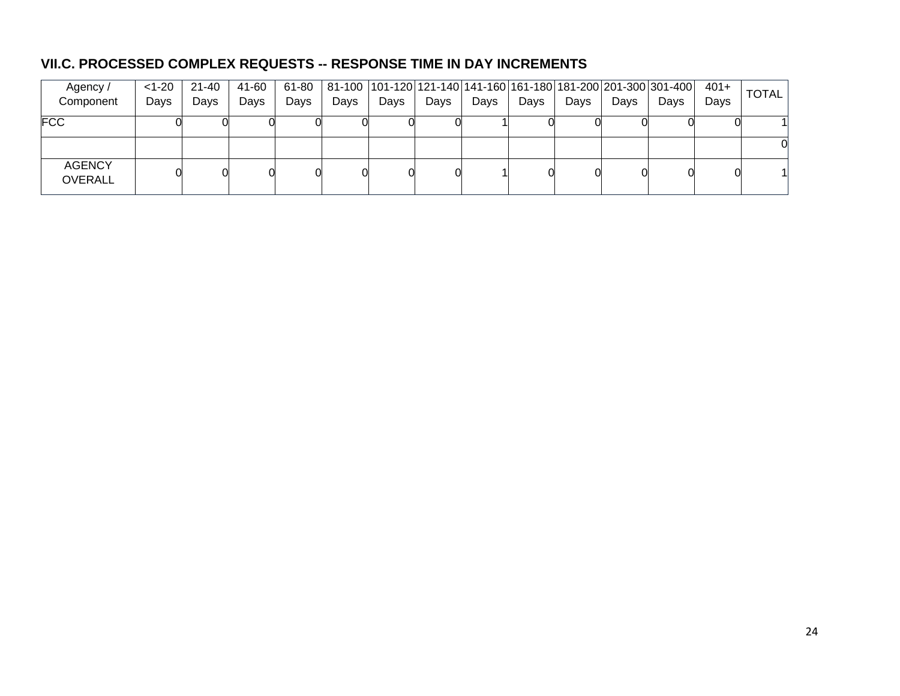### VII.C. PROCESSED COMPLEX REQUESTS -- RESPONSE TIME IN DAY INCREMENTS

| Agency / Component | <1-20 Days | 21-40 Days | 41-60 Days | 61-80 Days | 81-100 Days | 101-120 Days | 121-140 Days | 141-160 Days | 161-180 Days | 181-200 Days | 201-300 Days | 301-400 Days | 401+ Days | TOTAL |
|---|---|---|---|---|---|---|---|---|---|---|---|---|---|---|
| FCC | 0 | 0 | 0 | 0 | 0 | 0 | 0 | 1 | 0 | 0 | 0 | 0 | 0 | 1 |
| | | | | | | | | | | | | | | 0 |
| AGENCY OVERALL | 0 | 0 | 0 | 0 | 0 | 0 | 0 | 1 | 0 | 0 | 0 | 0 | 0 | 1 |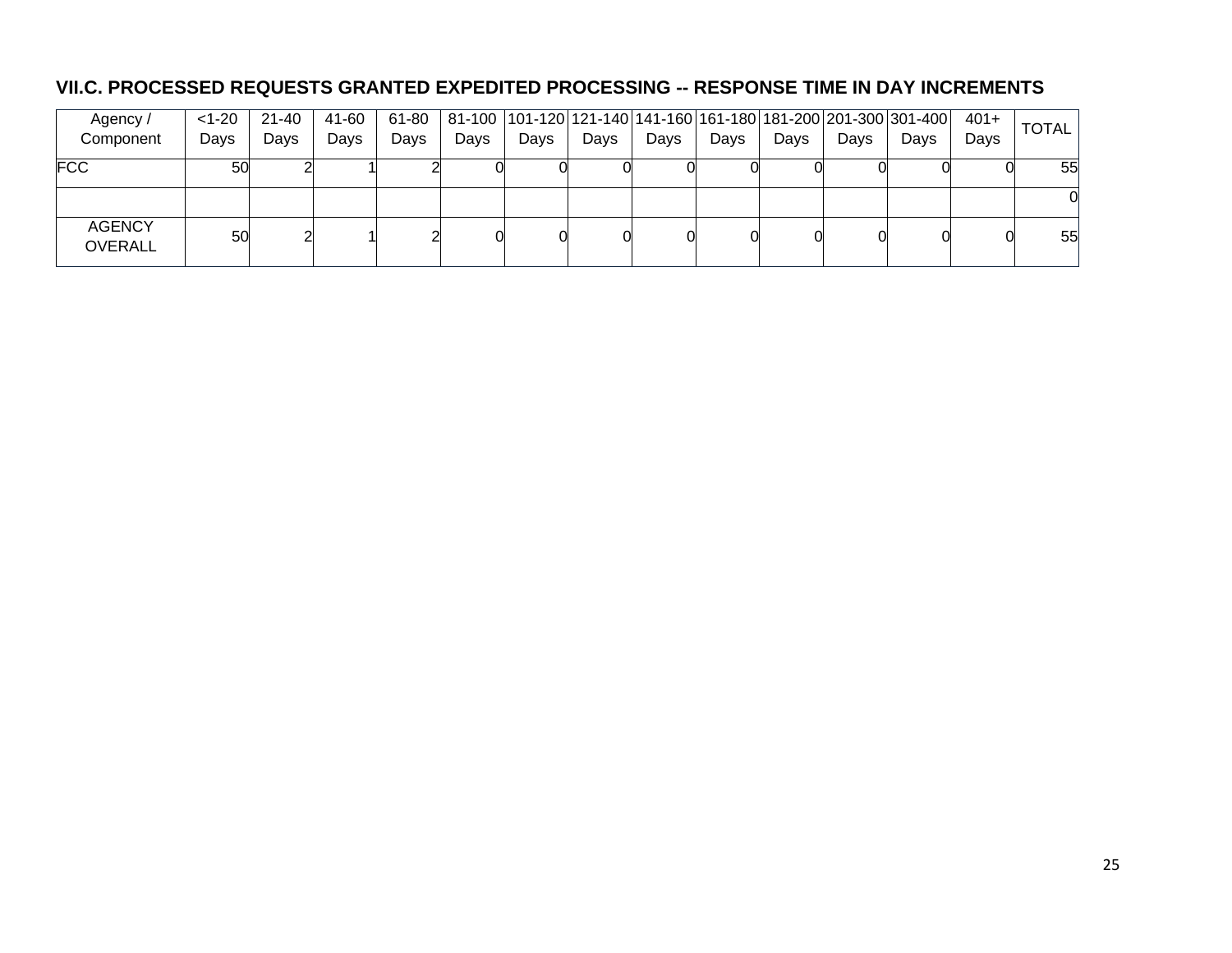### VII.C. PROCESSED REQUESTS GRANTED EXPEDITED PROCESSING -- RESPONSE TIME IN DAY INCREMENTS

| Agency / Component | <1-20 Days | 21-40 Days | 41-60 Days | 61-80 Days | 81-100 Days | 101-120 Days | 121-140 Days | 141-160 Days | 161-180 Days | 181-200 Days | 201-300 Days | 301-400 Days | 401+ Days | TOTAL |
|---|---|---|---|---|---|---|---|---|---|---|---|---|---|---|
| FCC | 50 | 2 | 1 | 2 | 0 | 0 | 0 | 0 | 0 | 0 | 0 | 0 | 0 | 55 |
| | | | | | | | | | | | | | | 0 |
| AGENCY OVERALL | 50 | 2 | 1 | 2 | 0 | 0 | 0 | 0 | 0 | 0 | 0 | 0 | 0 | 55 |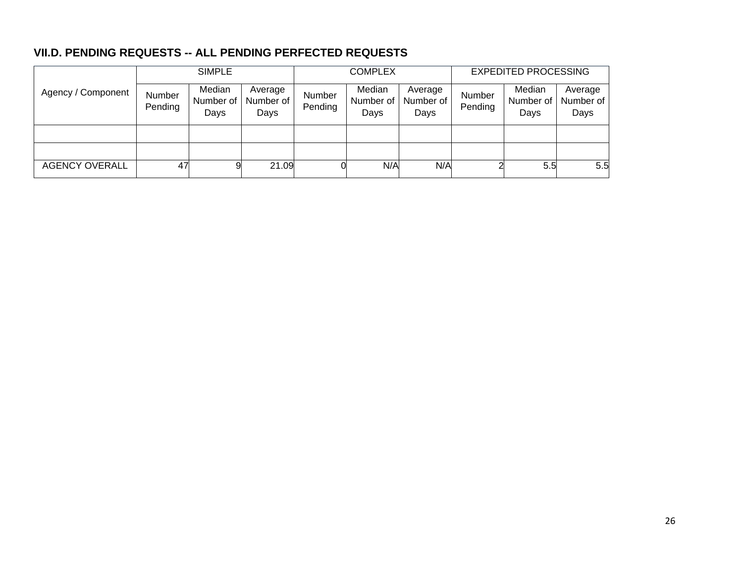### VII.D. PENDING REQUESTS -- ALL PENDING PERFECTED REQUESTS

| Agency / Component | SIMPLE | | | COMPLEX | | | EXPEDITED PROCESSING | | |
|---|---|---|---|---|---|---|---|---|---|
| | Number Pending | Median Number of Days | Average Number of Days | Number Pending | Median Number of Days | Average Number of Days | Number Pending | Median Number of Days | Average Number of Days |
| | | | | | | | | | |
| | | | | | | | | | |
| AGENCY OVERALL | 47 | 9 | 21.09 | 0 | N/A | N/A | 2 | 5.5 | 5.5 |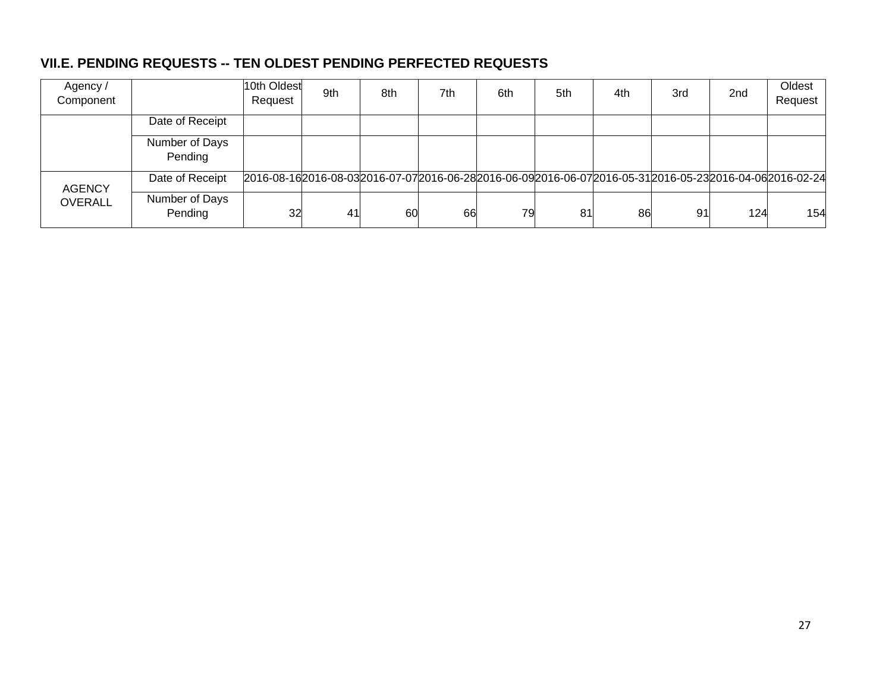### VII.E. PENDING REQUESTS -- TEN OLDEST PENDING PERFECTED REQUESTS

| Agency / Component | | 10th Oldest Request | 9th | 8th | 7th | 6th | 5th | 4th | 3rd | 2nd | Oldest Request |
|---|---|---|---|---|---|---|---|---|---|---|---|
| | Date of Receipt | | | | | | | | | | |
| | Number of Days Pending | | | | | | | | | | |
| AGENCY OVERALL | Date of Receipt | 2016-08-16 | 2016-08-03 | 2016-07-07 | 2016-06-28 | 2016-06-09 | 2016-06-07 | 2016-05-31 | 2016-05-23 | 2016-04-06 | 2016-02-24 |
| | Number of Days Pending | 32 | 41 | 60 | 66 | 79 | 81 | 86 | 91 | 124 | 154 |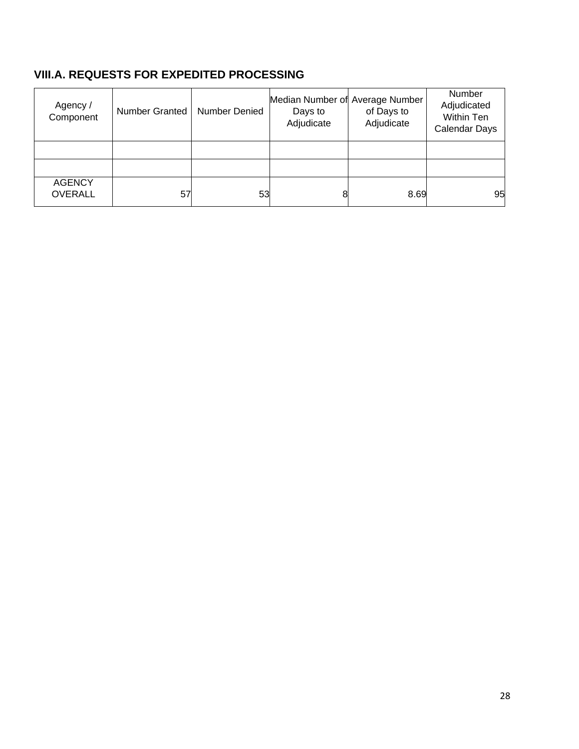## VIII.A. REQUESTS FOR EXPEDITED PROCESSING

| Agency / Component | Number Granted | Number Denied | Median Number of Days to Adjudicate | Average Number of Days to Adjudicate | Number Adjudicated Within Ten Calendar Days |
|---|---|---|---|---|---|
| | | | | | |
| | | | | | |
| AGENCY OVERALL | 57 | 53 | 8 | 8.69 | 95 |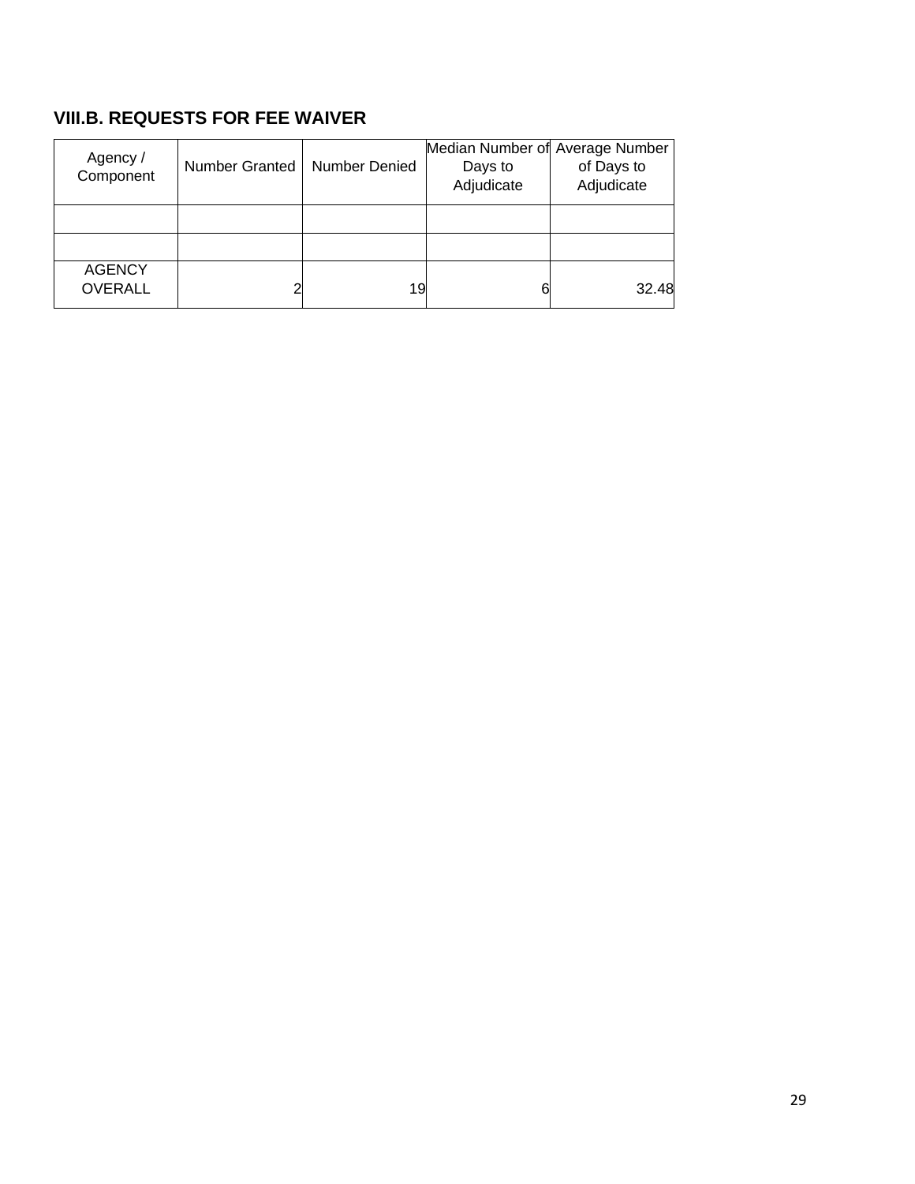### VIII.B. REQUESTS FOR FEE WAIVER

| Agency / Component | Number Granted | Number Denied | Median Number of Days to Adjudicate | Average Number of Days to Adjudicate |
|---|---|---|---|---|
| | | | | |
| | | | | |
| AGENCY OVERALL | 2 | 19 | 6 | 32.48 |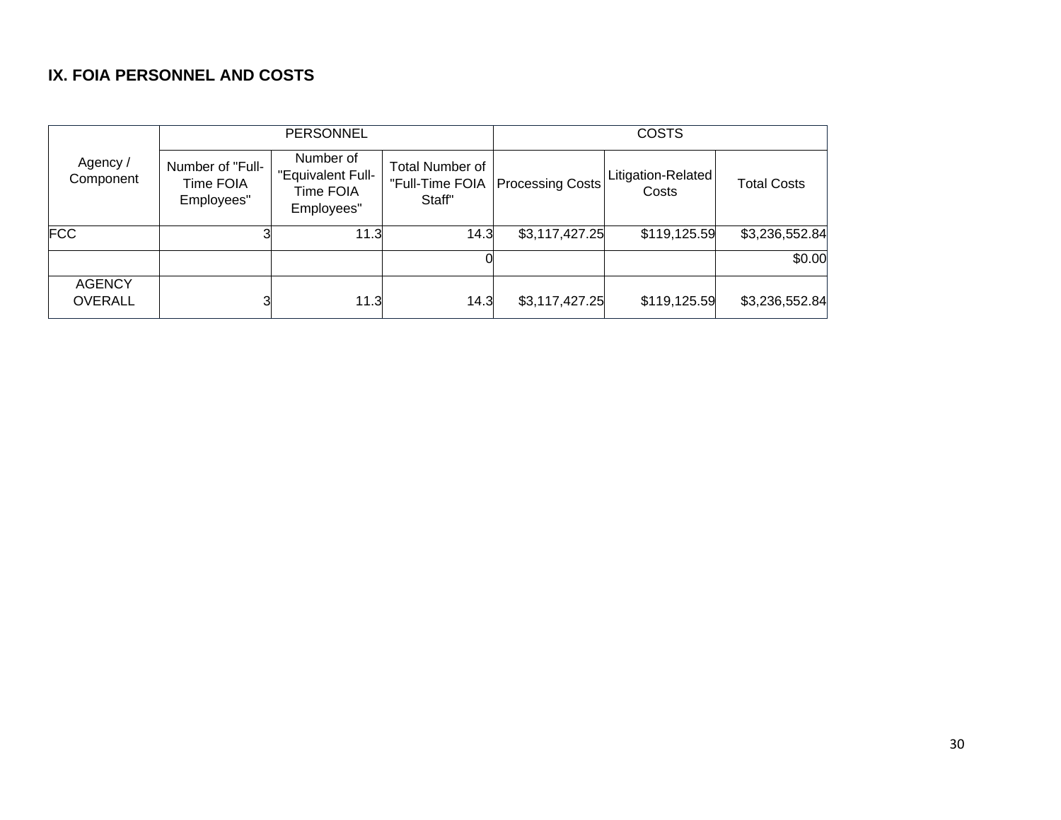## IX. FOIA PERSONNEL AND COSTS

| Agency / Component | PERSONNEL | | | COSTS | | |
|---|---|---|---|---|---|---|
| | Number of "Full-Time FOIA Employees" | Number of "Equivalent Full-Time FOIA Employees" | Total Number of "Full-Time FOIA Staff" | Processing Costs | Litigation-Related Costs | Total Costs |
| FCC | 3 | 11.3 | 14.3 | $3,117,427.25 | $119,125.59 | $3,236,552.84 |
| | | | 0 | | | $0.00 |
| AGENCY OVERALL | 3 | 11.3 | 14.3 | $3,117,427.25 | $119,125.59 | $3,236,552.84 |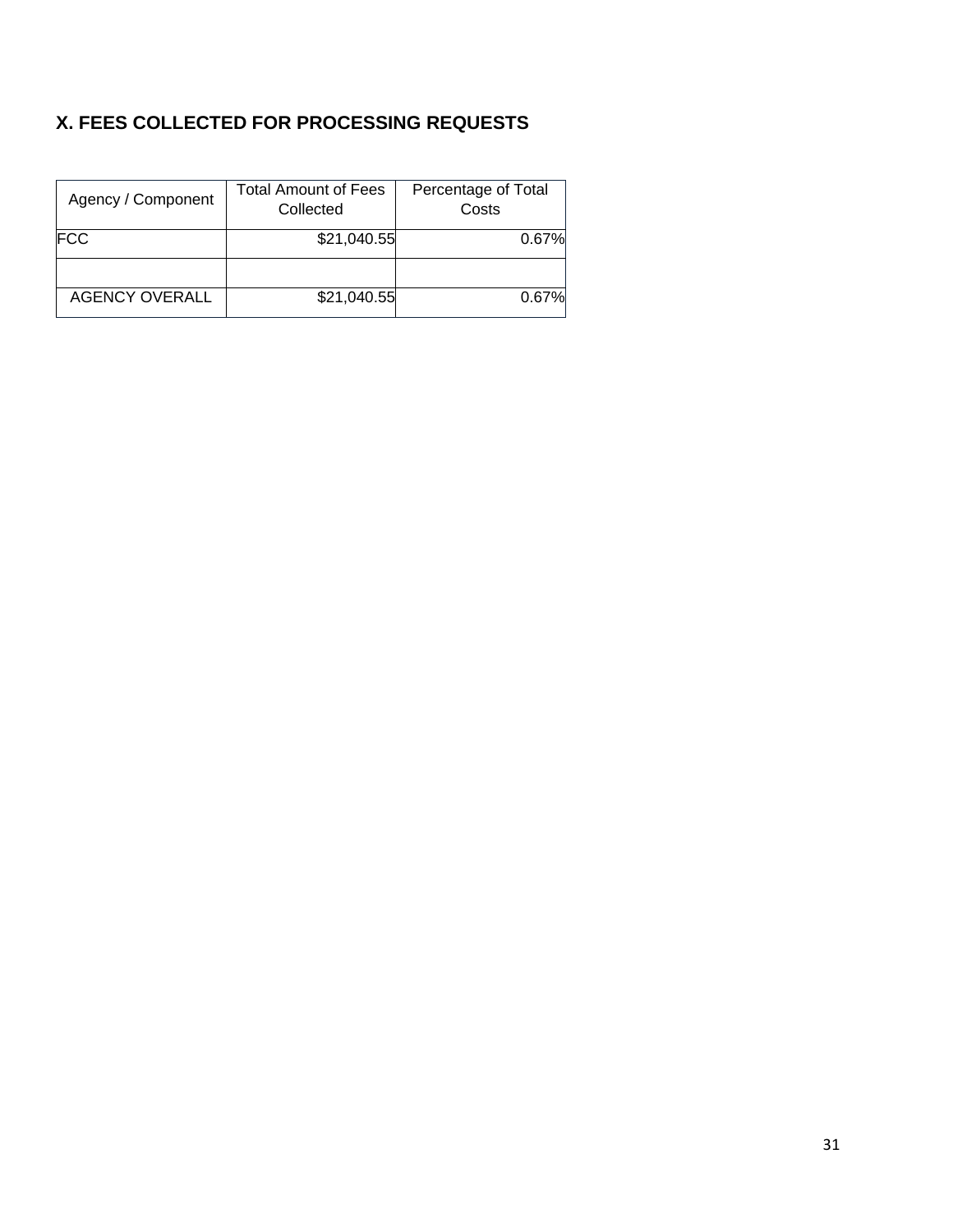## X. FEES COLLECTED FOR PROCESSING REQUESTS

| Agency / Component | Total Amount of Fees Collected | Percentage of Total Costs |
|---|---|---|
| FCC | $21,040.55 | 0.67% |
| | | |
| AGENCY OVERALL | $21,040.55 | 0.67% |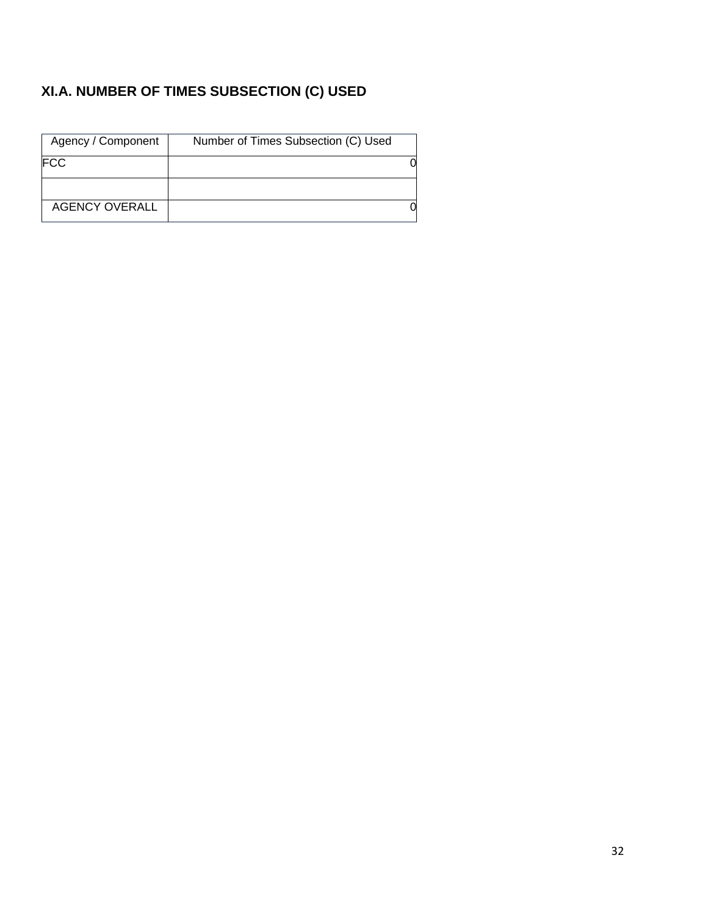## XI.A. NUMBER OF TIMES SUBSECTION (C) USED

| Agency / Component | Number of Times Subsection (C) Used |
|---|---|
| FCC | 0 |
| | |
| AGENCY OVERALL | 0 |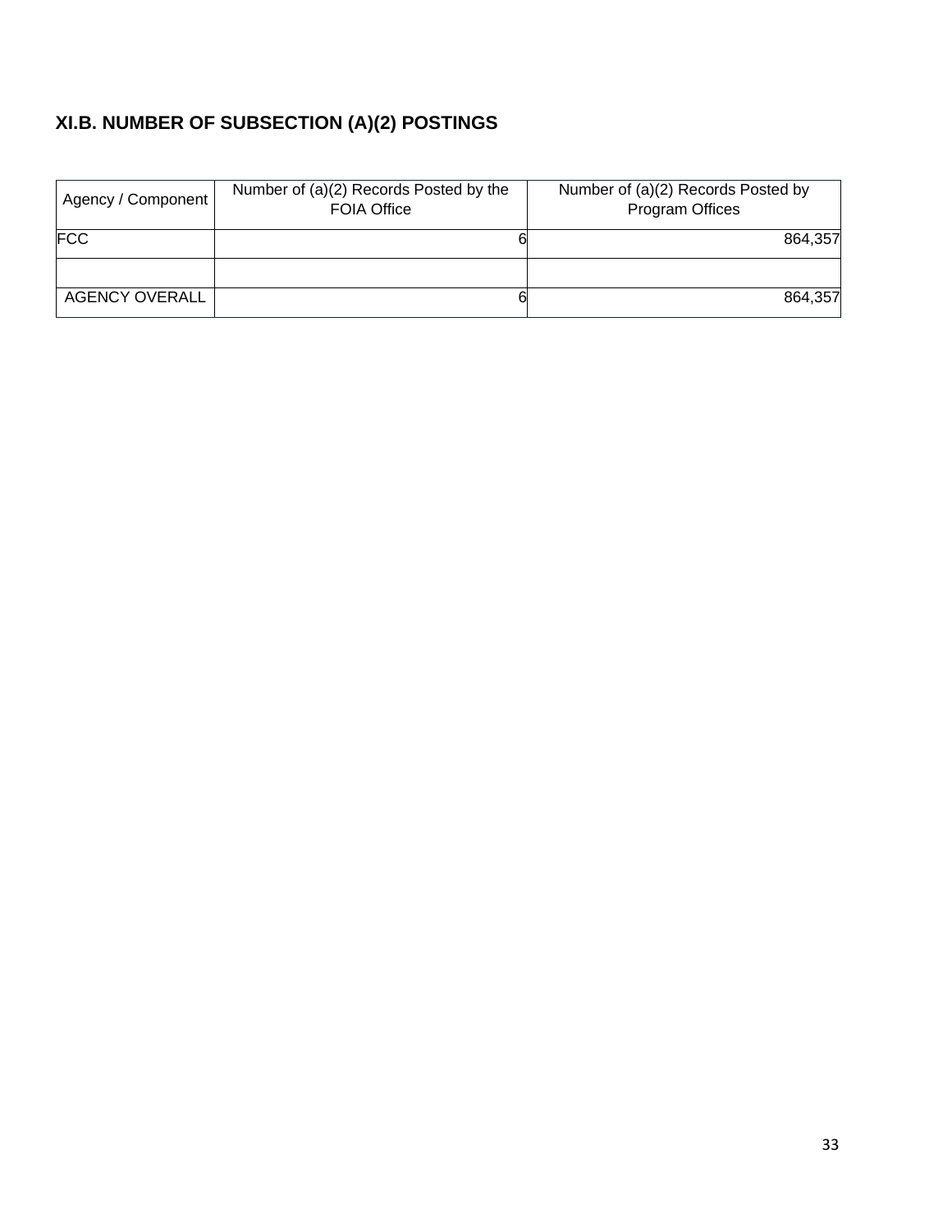## XI.B. NUMBER OF SUBSECTION (A)(2) POSTINGS

| Agency / Component | Number of (a)(2) Records Posted by the FOIA Office | Number of (a)(2) Records Posted by Program Offices |
|---|---|---|
| FCC | 6 | 864,357 |
| | | |
| AGENCY OVERALL | 6 | 864,357 |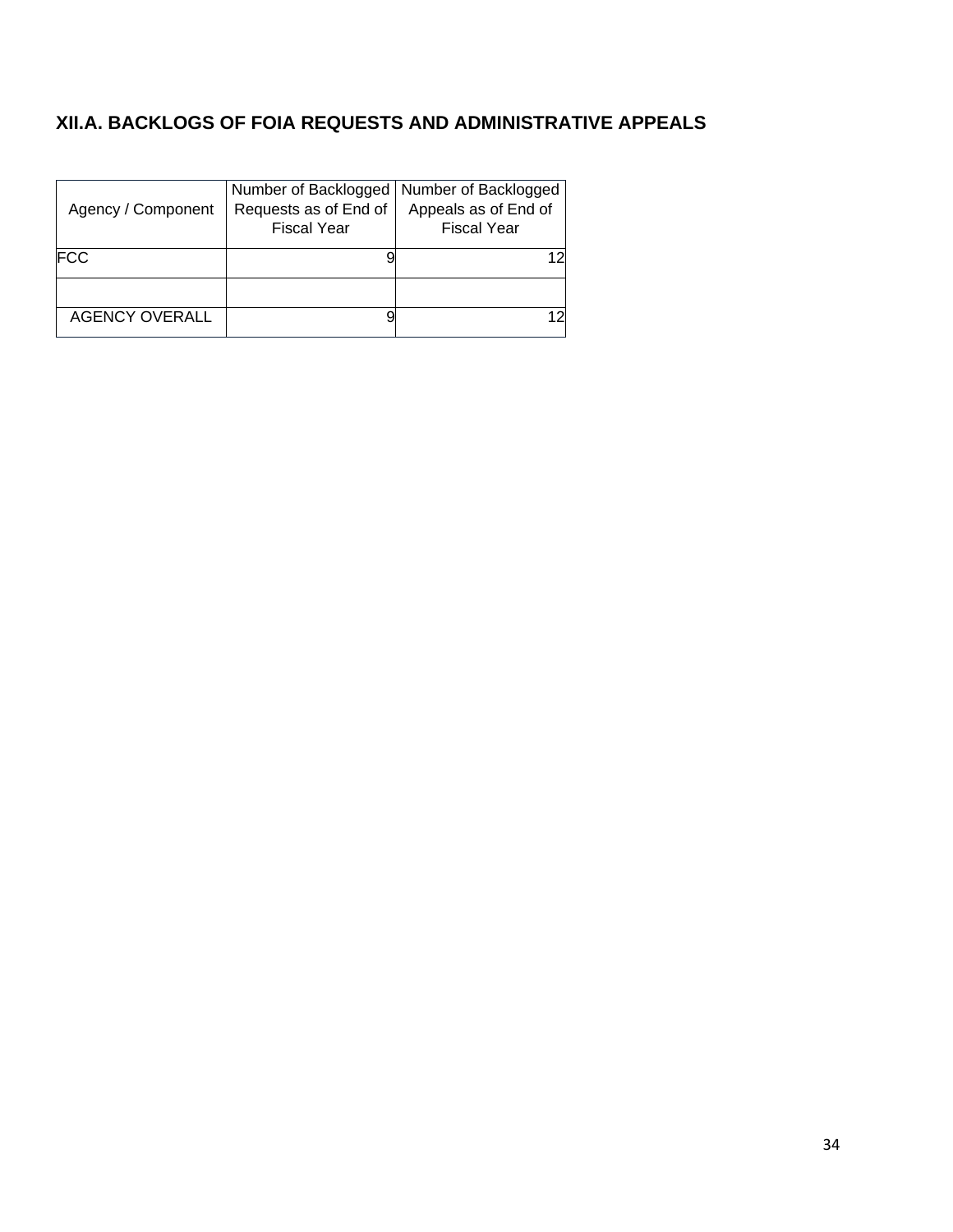## XII.A. BACKLOGS OF FOIA REQUESTS AND ADMINISTRATIVE APPEALS

| Agency / Component | Number of Backlogged Requests as of End of Fiscal Year | Number of Backlogged Appeals as of End of Fiscal Year |
|---|---|---|
| FCC | 9 | 12 |
| | | |
| AGENCY OVERALL | 9 | 12 |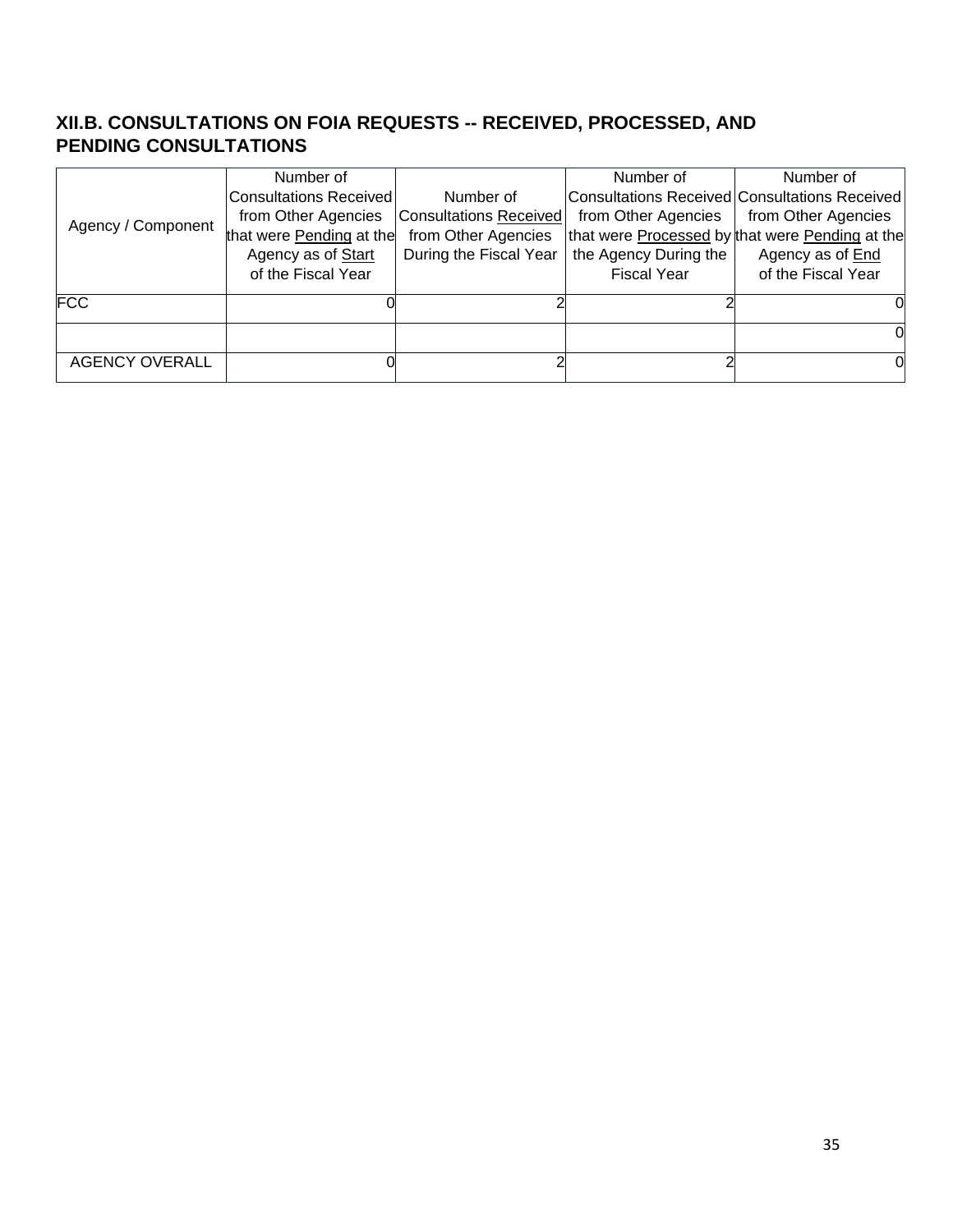## XII.B. CONSULTATIONS ON FOIA REQUESTS -- RECEIVED, PROCESSED, AND PENDING CONSULTATIONS

| Agency / Component | Number of Consultations Received from Other Agencies that were Pending at the Agency as of Start of the Fiscal Year | Number of Consultations Received from Other Agencies During the Fiscal Year | Number of Consultations Received from Other Agencies that were Processed by the Agency During the Fiscal Year | Number of Consultations Received from Other Agencies that were Pending at the Agency as of End of the Fiscal Year |
|---|---|---|---|---|
| FCC | 0 | 2 | 2 | 0 |
| | | | | 0 |
| AGENCY OVERALL | 0 | 2 | 2 | 0 |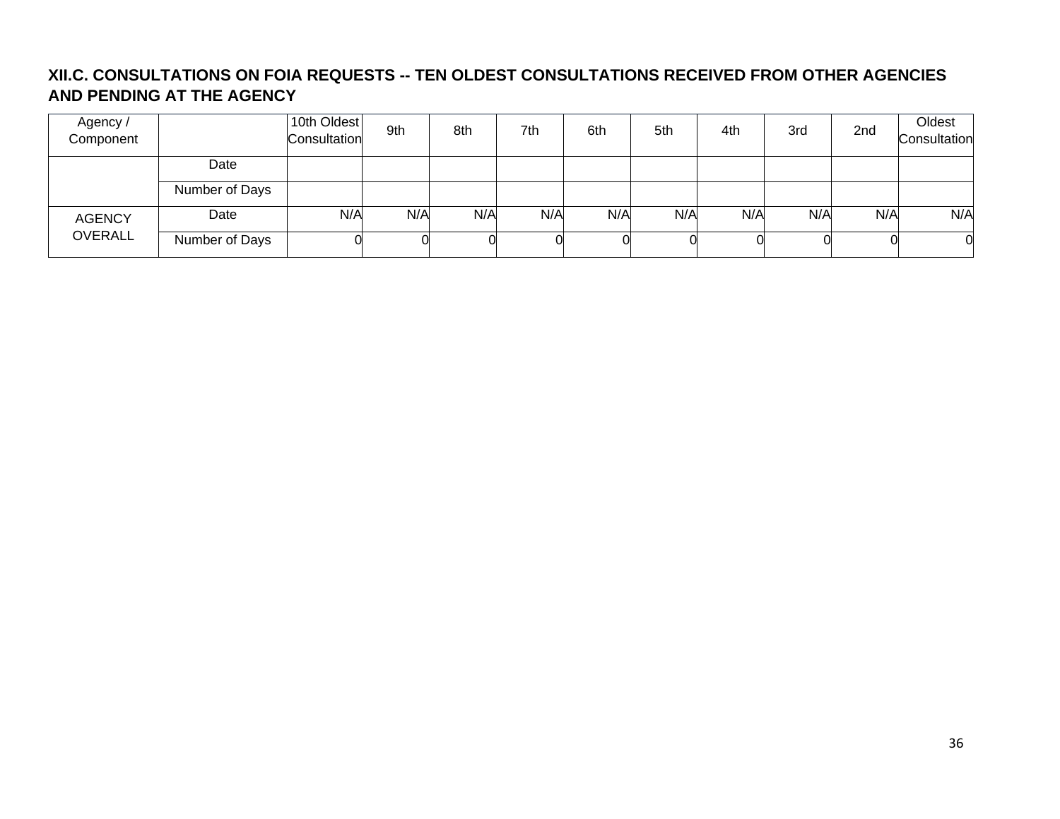### XII.C. CONSULTATIONS ON FOIA REQUESTS -- TEN OLDEST CONSULTATIONS RECEIVED FROM OTHER AGENCIES AND PENDING AT THE AGENCY

| Agency / Component | | 10th Oldest Consultation | 9th | 8th | 7th | 6th | 5th | 4th | 3rd | 2nd | Oldest Consultation |
|---|---|---|---|---|---|---|---|---|---|---|---|
| | Date | | | | | | | | | | |
| | Number of Days | | | | | | | | | | |
| AGENCY OVERALL | Date | N/A | N/A | N/A | N/A | N/A | N/A | N/A | N/A | N/A | N/A |
| | Number of Days | 0 | 0 | 0 | 0 | 0 | 0 | 0 | 0 | 0 | 0 |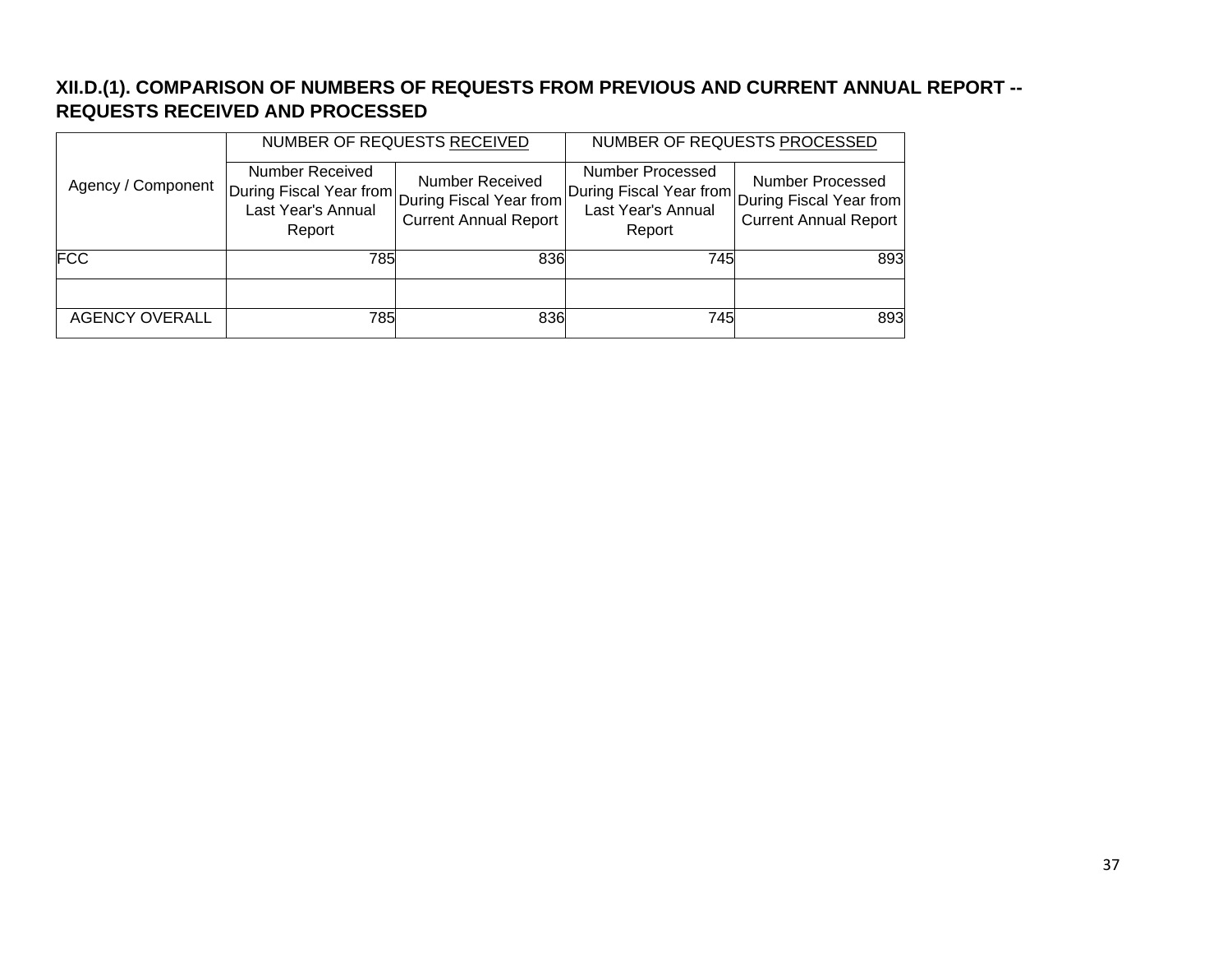## XII.D.(1). COMPARISON OF NUMBERS OF REQUESTS FROM PREVIOUS AND CURRENT ANNUAL REPORT -- REQUESTS RECEIVED AND PROCESSED

| Agency / Component | NUMBER OF REQUESTS RECEIVED | | NUMBER OF REQUESTS PROCESSED | |
|---|---|---|---|---|
| | Number Received During Fiscal Year from Last Year's Annual Report | Number Received During Fiscal Year from Current Annual Report | Number Processed During Fiscal Year from Last Year's Annual Report | Number Processed During Fiscal Year from Current Annual Report |
| FCC | 785 | 836 | 745 | 893 |
| | | | | |
| AGENCY OVERALL | 785 | 836 | 745 | 893 |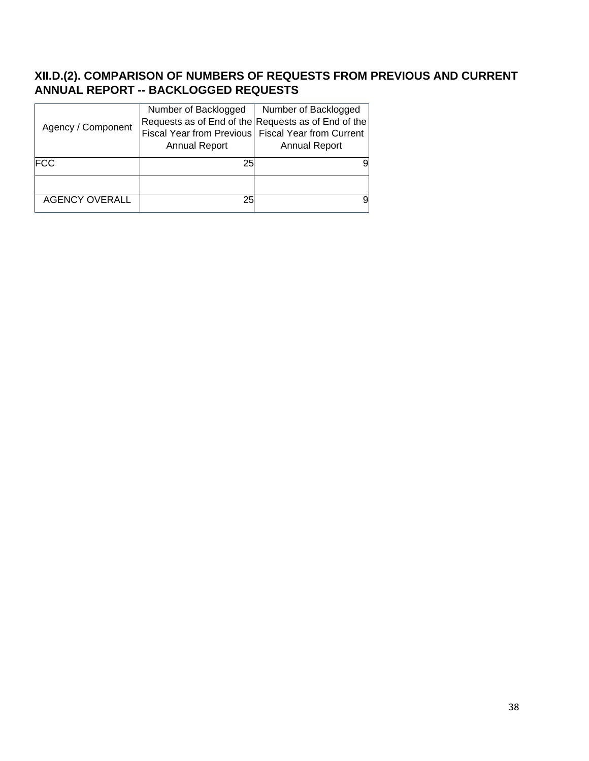## XII.D.(2). COMPARISON OF NUMBERS OF REQUESTS FROM PREVIOUS AND CURRENT ANNUAL REPORT -- BACKLOGGED REQUESTS

| Agency / Component | Number of Backlogged Requests as of End of the Fiscal Year from Previous Annual Report | Number of Backlogged Requests as of End of the Fiscal Year from Current Annual Report |
|---|---|---|
| FCC | 25 | 9 |
| | | |
| AGENCY OVERALL | 25 | 9 |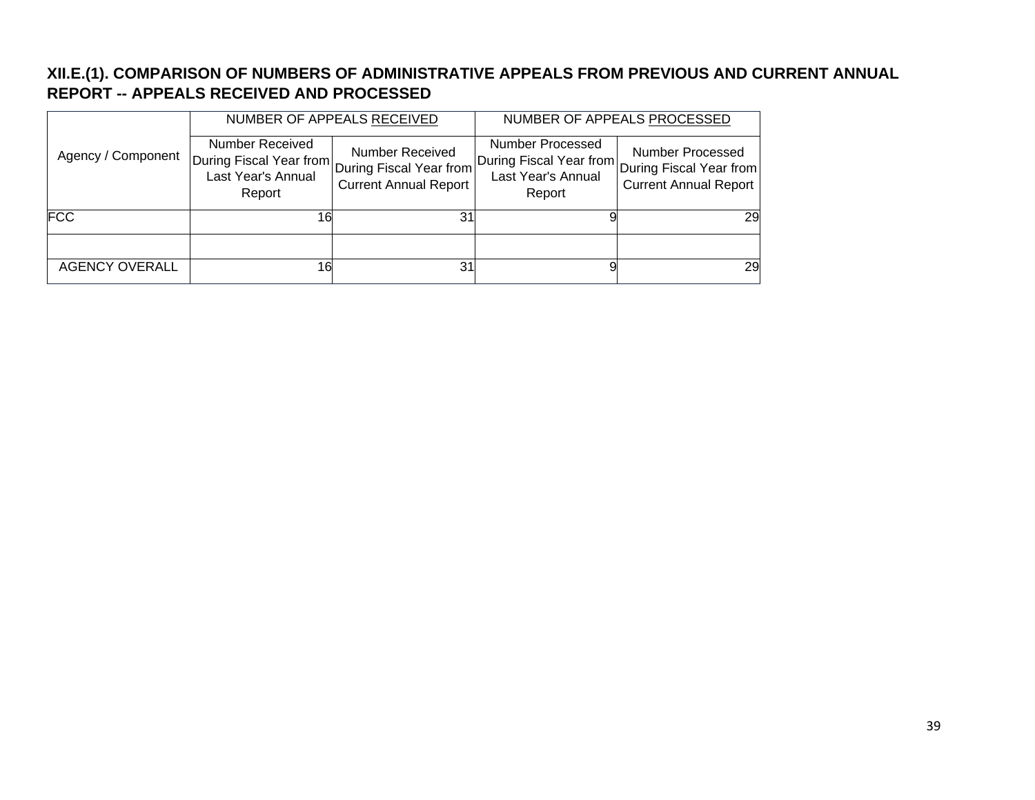## XII.E.(1). COMPARISON OF NUMBERS OF ADMINISTRATIVE APPEALS FROM PREVIOUS AND CURRENT ANNUAL REPORT -- APPEALS RECEIVED AND PROCESSED

| Agency / Component | NUMBER OF APPEALS RECEIVED | | NUMBER OF APPEALS PROCESSED | |
|---|---|---|---|---|
| | Number Received During Fiscal Year from Last Year's Annual Report | Number Received During Fiscal Year from Current Annual Report | Number Processed During Fiscal Year from Last Year's Annual Report | Number Processed During Fiscal Year from Current Annual Report |
| FCC | 16 | 31 | 9 | 29 |
| | | | | |
| AGENCY OVERALL | 16 | 31 | 9 | 29 |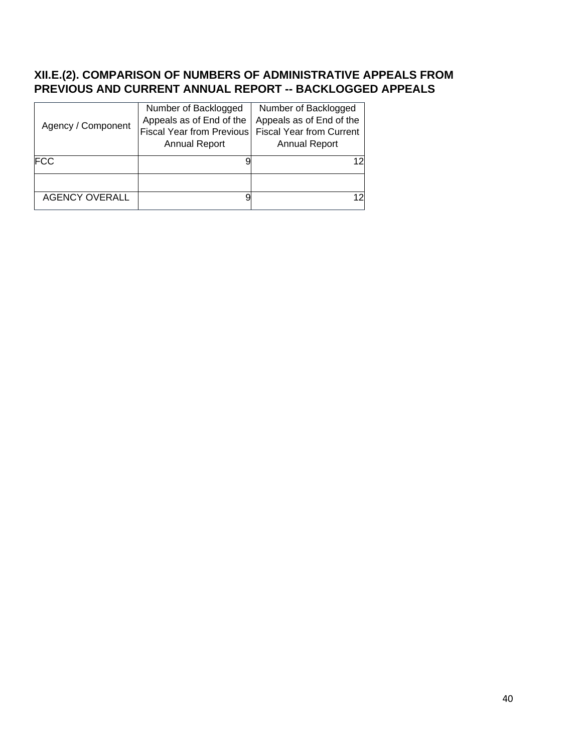## XII.E.(2). COMPARISON OF NUMBERS OF ADMINISTRATIVE APPEALS FROM PREVIOUS AND CURRENT ANNUAL REPORT -- BACKLOGGED APPEALS

| Agency / Component | Number of Backlogged Appeals as of End of the Fiscal Year from Previous Annual Report | Number of Backlogged Appeals as of End of the Fiscal Year from Current Annual Report |
|---|---|---|
| FCC | 9 | 12 |
| | | |
| AGENCY OVERALL | 9 | 12 |